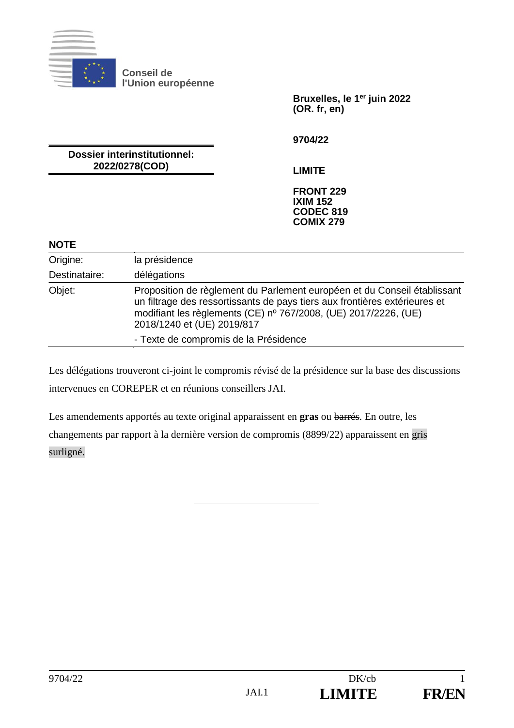**Conseil de l'Union européenne**

**Bruxelles, le 1er juin 2022**
**(OR. fr, en)**

**9704/22**

**Dossier interinstitutionnel:**
**2022/0278(COD)**

**LIMITE**

**FRONT 229**
**IXIM 152**
**CODEC 819**
**COMIX 279**

**NOTE**

| | |
|---|---|
| Origine: | la présidence |
| Destinataire: | délégations |
| Objet: | Proposition de règlement du Parlement européen et du Conseil établissant un filtrage des ressortissants de pays tiers aux frontières extérieures et modifiant les règlements (CE) nº 767/2008, (UE) 2017/2226, (UE) 2018/1240 et (UE) 2019/817<br>- Texte de compromis de la Présidence |

Les délégations trouveront ci-joint le compromis révisé de la présidence sur la base des discussions intervenues en COREPER et en réunions conseillers JAI.

Les amendements apportés au texte original apparaissent en **gras** ou ~~barrés~~. En outre, les changements par rapport à la dernière version de compromis (8899/22) apparaissent en gris surligné.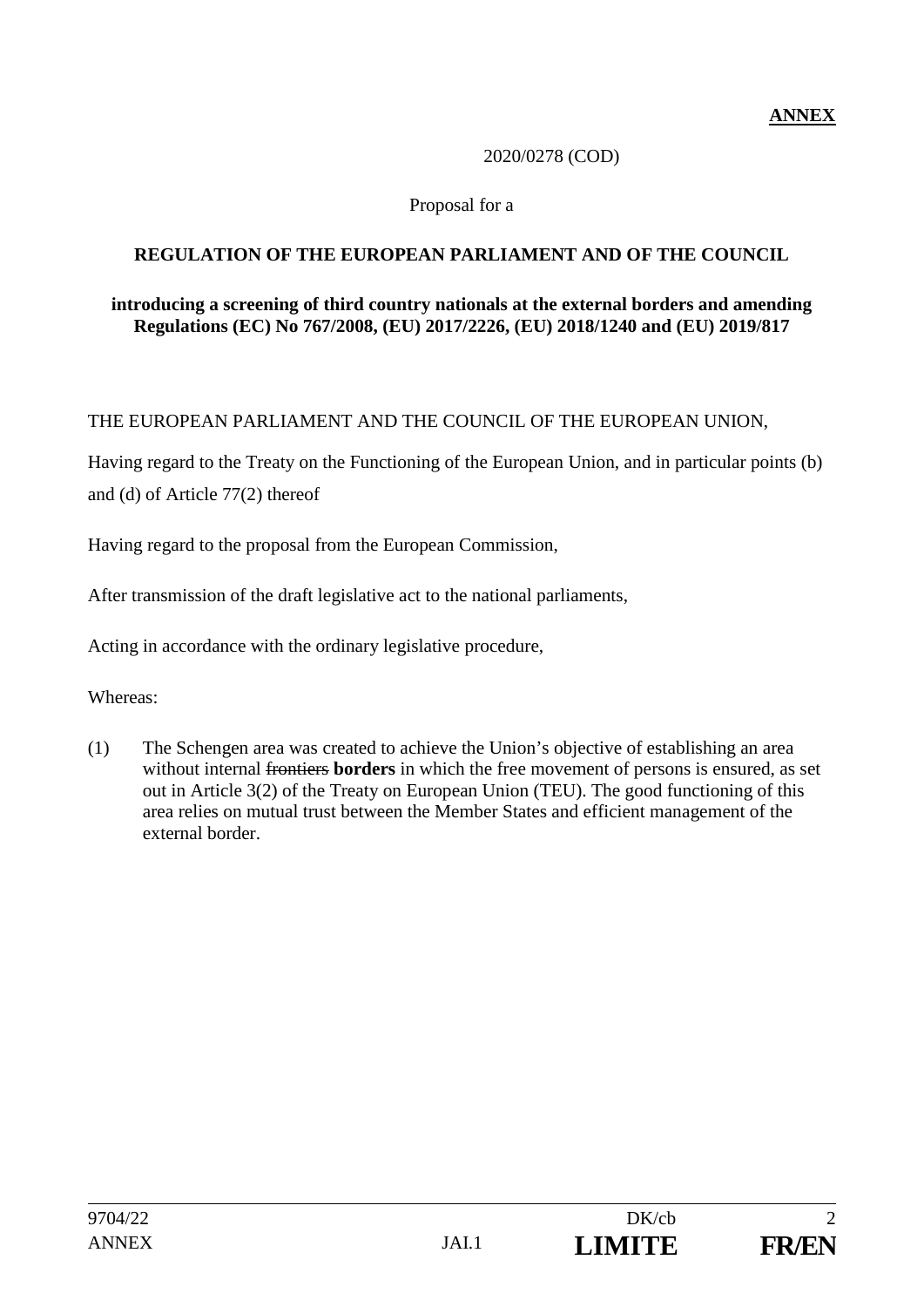**ANNEX**

2020/0278 (COD)

Proposal for a

**REGULATION OF THE EUROPEAN PARLIAMENT AND OF THE COUNCIL**

**introducing a screening of third country nationals at the external borders and amending Regulations (EC) No 767/2008, (EU) 2017/2226, (EU) 2018/1240 and (EU) 2019/817**

THE EUROPEAN PARLIAMENT AND THE COUNCIL OF THE EUROPEAN UNION,

Having regard to the Treaty on the Functioning of the European Union, and in particular points (b) and (d) of Article 77(2) thereof

Having regard to the proposal from the European Commission,

After transmission of the draft legislative act to the national parliaments,

Acting in accordance with the ordinary legislative procedure,

Whereas:

(1) The Schengen area was created to achieve the Union's objective of establishing an area without internal ~~frontiers~~ **borders** in which the free movement of persons is ensured, as set out in Article 3(2) of the Treaty on European Union (TEU). The good functioning of this area relies on mutual trust between the Member States and efficient management of the external border.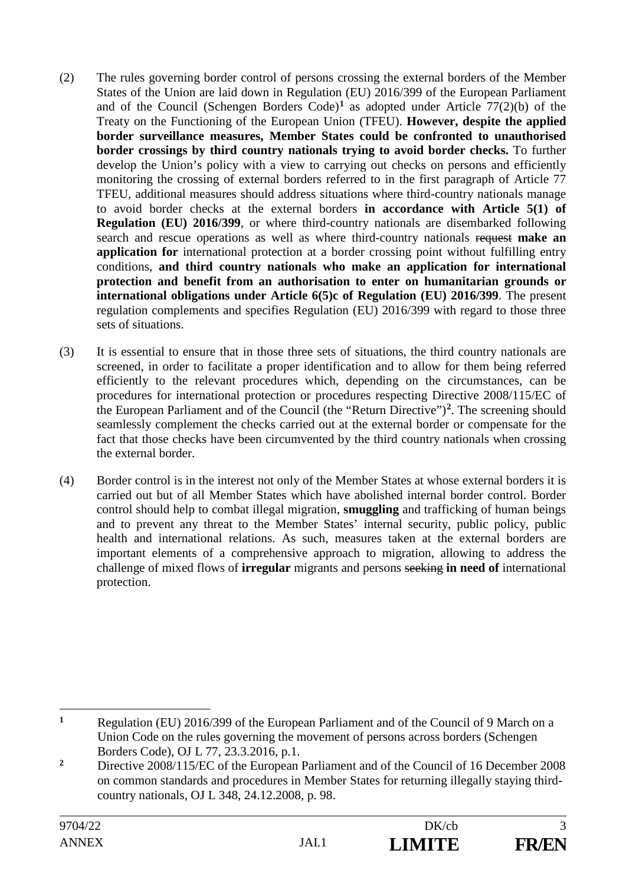(2) The rules governing border control of persons crossing the external borders of the Member States of the Union are laid down in Regulation (EU) 2016/399 of the European Parliament and of the Council (Schengen Borders Code)[1] as adopted under Article 77(2)(b) of the Treaty on the Functioning of the European Union (TFEU). **However, despite the applied border surveillance measures, Member States could be confronted to unauthorised border crossings by third country nationals trying to avoid border checks.** To further develop the Union's policy with a view to carrying out checks on persons and efficiently monitoring the crossing of external borders referred to in the first paragraph of Article 77 TFEU, additional measures should address situations where third-country nationals manage to avoid border checks at the external borders **in accordance with Article 5(1) of Regulation (EU) 2016/399**, or where third-country nationals are disembarked following search and rescue operations as well as where third-country nationals ~~request~~ **make an application for** international protection at a border crossing point without fulfilling entry conditions, **and third country nationals who make an application for international protection and benefit from an authorisation to enter on humanitarian grounds or international obligations under Article 6(5)c of Regulation (EU) 2016/399**. The present regulation complements and specifies Regulation (EU) 2016/399 with regard to those three sets of situations.

(3) It is essential to ensure that in those three sets of situations, the third country nationals are screened, in order to facilitate a proper identification and to allow for them being referred efficiently to the relevant procedures which, depending on the circumstances, can be procedures for international protection or procedures respecting Directive 2008/115/EC of the European Parliament and of the Council (the "Return Directive")[2]. The screening should seamlessly complement the checks carried out at the external border or compensate for the fact that those checks have been circumvented by the third country nationals when crossing the external border.

(4) Border control is in the interest not only of the Member States at whose external borders it is carried out but of all Member States which have abolished internal border control. Border control should help to combat illegal migration, **smuggling** and trafficking of human beings and to prevent any threat to the Member States' internal security, public policy, public health and international relations. As such, measures taken at the external borders are important elements of a comprehensive approach to migration, allowing to address the challenge of mixed flows of **irregular** migrants and persons ~~seeking~~ **in need of** international protection.

---

[1] Regulation (EU) 2016/399 of the European Parliament and of the Council of 9 March on a Union Code on the rules governing the movement of persons across borders (Schengen Borders Code), OJ L 77, 23.3.2016, p.1.

[2] Directive 2008/115/EC of the European Parliament and of the Council of 16 December 2008 on common standards and procedures in Member States for returning illegally staying third-country nationals, OJ L 348, 24.12.2008, p. 98.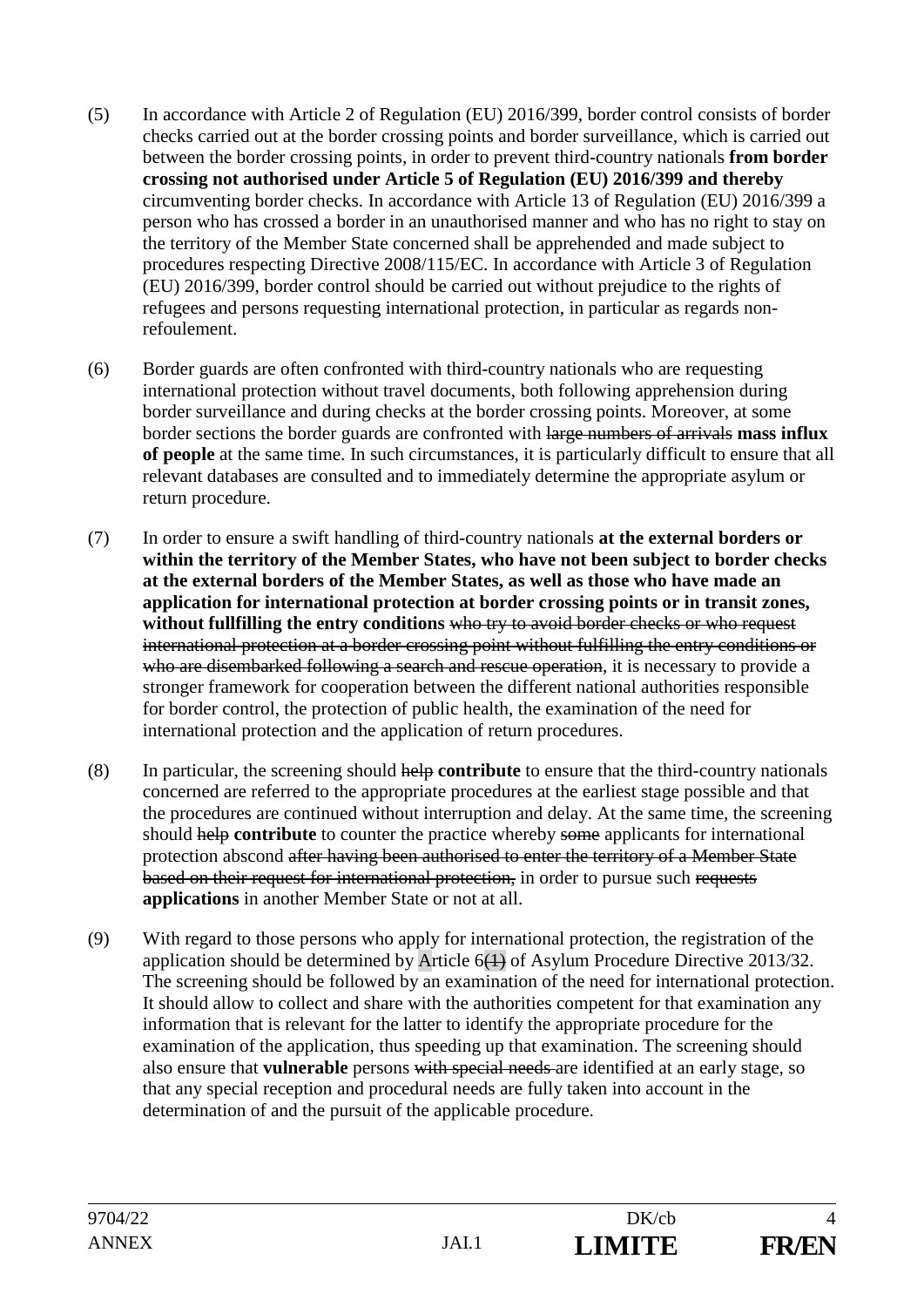(5) In accordance with Article 2 of Regulation (EU) 2016/399, border control consists of border checks carried out at the border crossing points and border surveillance, which is carried out between the border crossing points, in order to prevent third-country nationals **from border crossing not authorised under Article 5 of Regulation (EU) 2016/399 and thereby** circumventing border checks. In accordance with Article 13 of Regulation (EU) 2016/399 a person who has crossed a border in an unauthorised manner and who has no right to stay on the territory of the Member State concerned shall be apprehended and made subject to procedures respecting Directive 2008/115/EC. In accordance with Article 3 of Regulation (EU) 2016/399, border control should be carried out without prejudice to the rights of refugees and persons requesting international protection, in particular as regards non-refoulement.

(6) Border guards are often confronted with third-country nationals who are requesting international protection without travel documents, both following apprehension during border surveillance and during checks at the border crossing points. Moreover, at some border sections the border guards are confronted with ~~large numbers of arrivals~~ **mass influx of people** at the same time. In such circumstances, it is particularly difficult to ensure that all relevant databases are consulted and to immediately determine the appropriate asylum or return procedure.

(7) In order to ensure a swift handling of third-country nationals **at the external borders or within the territory of the Member States, who have not been subject to border checks at the external borders of the Member States, as well as those who have made an application for international protection at border crossing points or in transit zones, without fullfilling the entry conditions** ~~who try to avoid border checks or who request international protection at a border crossing point without fulfilling the entry conditions or who are disembarked following a search and rescue operation~~, it is necessary to provide a stronger framework for cooperation between the different national authorities responsible for border control, the protection of public health, the examination of the need for international protection and the application of return procedures.

(8) In particular, the screening should ~~help~~ **contribute** to ensure that the third-country nationals concerned are referred to the appropriate procedures at the earliest stage possible and that the procedures are continued without interruption and delay. At the same time, the screening should ~~help~~ **contribute** to counter the practice whereby ~~some~~ applicants for international protection abscond ~~after having been authorised to enter the territory of a Member State based on their request for international protection,~~ in order to pursue such ~~requests~~ **applications** in another Member State or not at all.

(9) With regard to those persons who apply for international protection, the registration of the application should be determined by Article 6~~(1)~~ of Asylum Procedure Directive 2013/32. The screening should be followed by an examination of the need for international protection. It should allow to collect and share with the authorities competent for that examination any information that is relevant for the latter to identify the appropriate procedure for the examination of the application, thus speeding up that examination. The screening should also ensure that **vulnerable** persons ~~with special needs~~ are identified at an early stage, so that any special reception and procedural needs are fully taken into account in the determination of and the pursuit of the applicable procedure.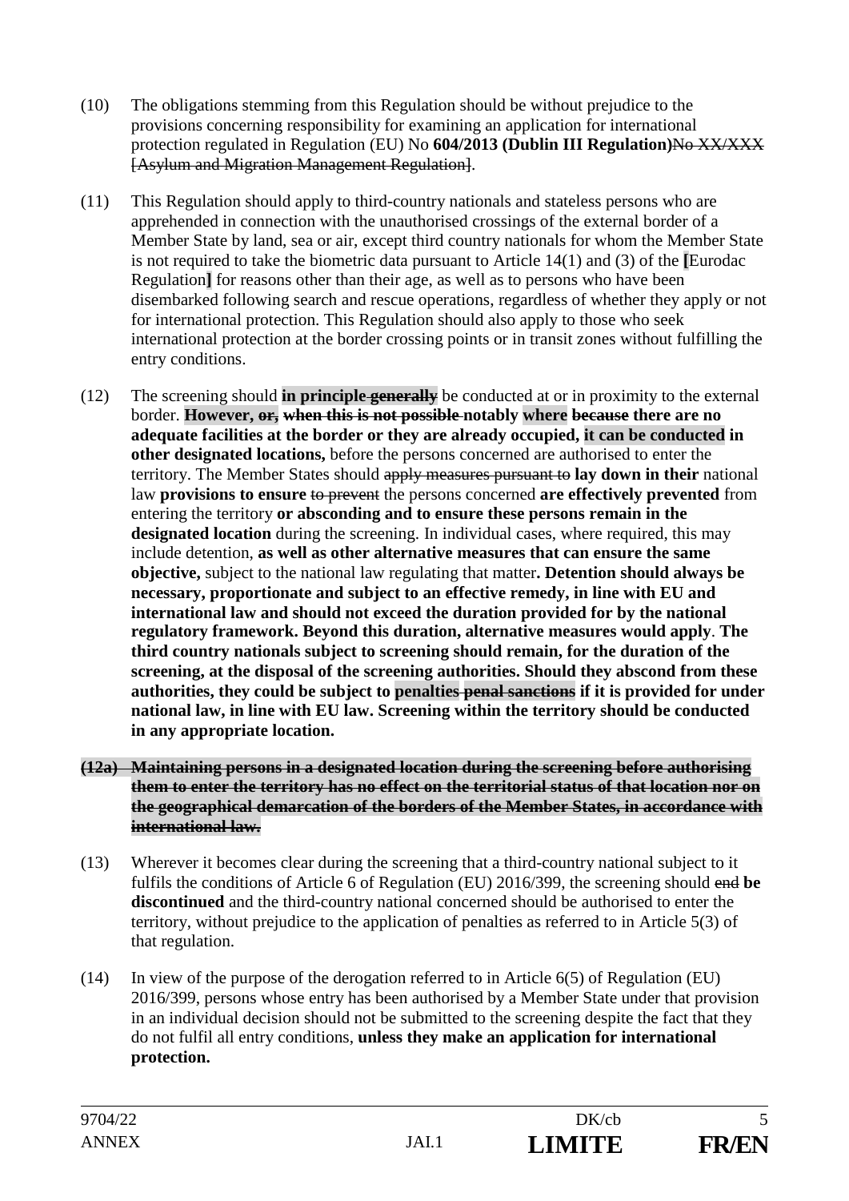(10) The obligations stemming from this Regulation should be without prejudice to the provisions concerning responsibility for examining an application for international protection regulated in Regulation (EU) No **604/2013 (Dublin III Regulation)**~~No XX/XXX [Asylum and Migration Management Regulation]~~.

(11) This Regulation should apply to third-country nationals and stateless persons who are apprehended in connection with the unauthorised crossings of the external border of a Member State by land, sea or air, except third country nationals for whom the Member State is not required to take the biometric data pursuant to Article 14(1) and (3) of the **[**Eurodac Regulation**]** for reasons other than their age, as well as to persons who have been disembarked following search and rescue operations, regardless of whether they apply or not for international protection. This Regulation should also apply to those who seek international protection at the border crossing points or in transit zones without fulfilling the entry conditions.

(12) The screening should **in principle** ~~**generally**~~ be conducted at or in proximity to the external border. **However,** ~~**or,**~~ ~~**when this is not possible**~~ **notably where** ~~**because**~~ **there are no adequate facilities at the border or they are already occupied, it can be conducted in other designated locations,** before the persons concerned are authorised to enter the territory. The Member States should ~~apply measures pursuant to~~ **lay down in their** national law **provisions to ensure** ~~to prevent~~ the persons concerned **are effectively prevented** from entering the territory **or absconding and to ensure these persons remain in the designated location** during the screening. In individual cases, where required, this may include detention, **as well as other alternative measures that can ensure the same objective,** subject to the national law regulating that matter**. Detention should always be necessary, proportionate and subject to an effective remedy, in line with EU and international law and should not exceed the duration provided for by the national regulatory framework. Beyond this duration, alternative measures would apply**. **The third country nationals subject to screening should remain, for the duration of the screening, at the disposal of the screening authorities. Should they abscond from these authorities, they could be subject to penalties** ~~**penal sanctions**~~ **if it is provided for under national law, in line with EU law. Screening within the territory should be conducted in any appropriate location.**

~~**(12a) Maintaining persons in a designated location during the screening before authorising them to enter the territory has no effect on the territorial status of that location nor on the geographical demarcation of the borders of the Member States, in accordance with international law.**~~

(13) Wherever it becomes clear during the screening that a third-country national subject to it fulfils the conditions of Article 6 of Regulation (EU) 2016/399, the screening should ~~end~~ **be discontinued** and the third-country national concerned should be authorised to enter the territory, without prejudice to the application of penalties as referred to in Article 5(3) of that regulation.

(14) In view of the purpose of the derogation referred to in Article 6(5) of Regulation (EU) 2016/399, persons whose entry has been authorised by a Member State under that provision in an individual decision should not be submitted to the screening despite the fact that they do not fulfil all entry conditions, **unless they make an application for international protection.**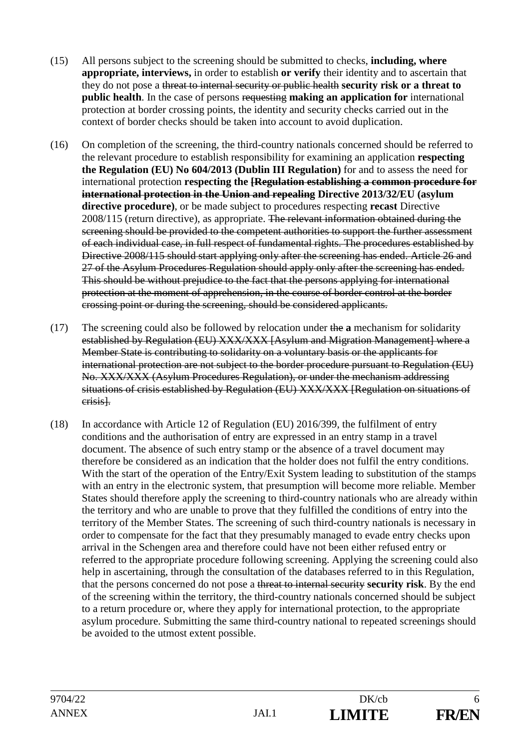(15) All persons subject to the screening should be submitted to checks, **including, where appropriate, interviews,** in order to establish **or verify** their identity and to ascertain that they do not pose a ~~threat to internal security or public health~~ **security risk or a threat to public health**. In the case of persons ~~requesting~~ **making an application for** international protection at border crossing points, the identity and security checks carried out in the context of border checks should be taken into account to avoid duplication.

(16) On completion of the screening, the third-country nationals concerned should be referred to the relevant procedure to establish responsibility for examining an application **respecting the Regulation (EU) No 604/2013 (Dublin III Regulation)** for and to assess the need for international protection **respecting the ~~[Regulation establishing a common procedure for international protection in the Union and repealing~~ Directive 2013/32/EU (asylum directive procedure)**, or be made subject to procedures respecting **recast** Directive 2008/115 (return directive), as appropriate. ~~The relevant information obtained during the screening should be provided to the competent authorities to support the further assessment of each individual case, in full respect of fundamental rights. The procedures established by Directive 2008/115 should start applying only after the screening has ended. Article 26 and 27 of the Asylum Procedures Regulation should apply only after the screening has ended. This should be without prejudice to the fact that the persons applying for international protection at the moment of apprehension, in the course of border control at the border crossing point or during the screening, should be considered applicants.~~

(17) The screening could also be followed by relocation under ~~the~~ **a** mechanism for solidarity ~~established by Regulation (EU) XXX/XXX [Asylum and Migration Management] where a Member State is contributing to solidarity on a voluntary basis or the applicants for international protection are not subject to the border procedure pursuant to Regulation (EU) No. XXX/XXX (Asylum Procedures Regulation), or under the mechanism addressing situations of crisis established by Regulation (EU) XXX/XXX [Regulation on situations of crisis].~~

(18) In accordance with Article 12 of Regulation (EU) 2016/399, the fulfilment of entry conditions and the authorisation of entry are expressed in an entry stamp in a travel document. The absence of such entry stamp or the absence of a travel document may therefore be considered as an indication that the holder does not fulfil the entry conditions. With the start of the operation of the Entry/Exit System leading to substitution of the stamps with an entry in the electronic system, that presumption will become more reliable. Member States should therefore apply the screening to third-country nationals who are already within the territory and who are unable to prove that they fulfilled the conditions of entry into the territory of the Member States. The screening of such third-country nationals is necessary in order to compensate for the fact that they presumably managed to evade entry checks upon arrival in the Schengen area and therefore could have not been either refused entry or referred to the appropriate procedure following screening. Applying the screening could also help in ascertaining, through the consultation of the databases referred to in this Regulation, that the persons concerned do not pose a ~~threat to internal security~~ **security risk**. By the end of the screening within the territory, the third-country nationals concerned should be subject to a return procedure or, where they apply for international protection, to the appropriate asylum procedure. Submitting the same third-country national to repeated screenings should be avoided to the utmost extent possible.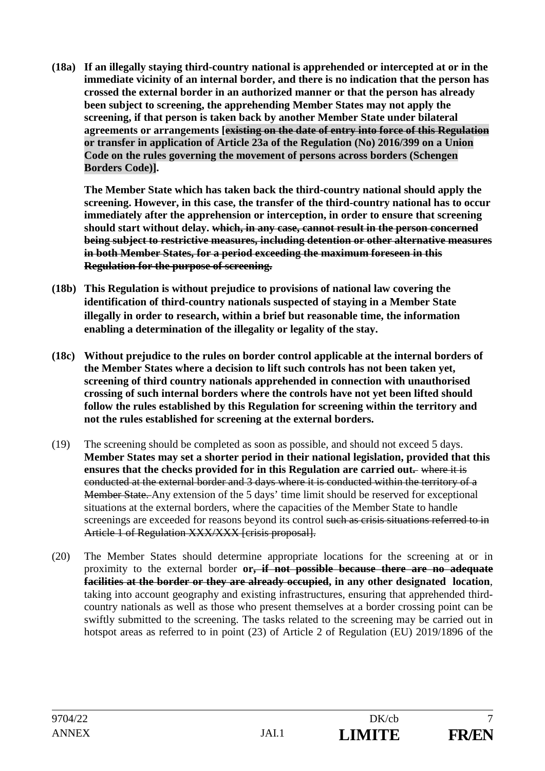**(18a) If an illegally staying third-country national is apprehended or intercepted at or in the immediate vicinity of an internal border, and there is no indication that the person has crossed the external border in an authorized manner or that the person has already been subject to screening, the apprehending Member States may not apply the screening, if that person is taken back by another Member State under bilateral agreements or arrangements [~~existing on the date of entry into force of this Regulation~~ or transfer in application of Article 23a of the Regulation (No) 2016/399 on a Union Code on the rules governing the movement of persons across borders (Schengen Borders Code)].**

**The Member State which has taken back the third-country national should apply the screening. However, in this case, the transfer of the third-country national has to occur immediately after the apprehension or interception, in order to ensure that screening should start without delay. ~~which, in any case, cannot result in the person concerned being subject to restrictive measures, including detention or other alternative measures in both Member States, for a period exceeding the maximum foreseen in this Regulation for the purpose of screening.~~**

**(18b) This Regulation is without prejudice to provisions of national law covering the identification of third-country nationals suspected of staying in a Member State illegally in order to research, within a brief but reasonable time, the information enabling a determination of the illegality or legality of the stay.**

**(18c) Without prejudice to the rules on border control applicable at the internal borders of the Member States where a decision to lift such controls has not been taken yet, screening of third country nationals apprehended in connection with unauthorised crossing of such internal borders where the controls have not yet been lifted should follow the rules established by this Regulation for screening within the territory and not the rules established for screening at the external borders.**

(19) The screening should be completed as soon as possible, and should not exceed 5 days. **Member States may set a shorter period in their national legislation, provided that this ensures that the checks provided for in this Regulation are carried out**~~.~~ ~~where it is conducted at the external border and 3 days where it is conducted within the territory of a Member State.~~ Any extension of the 5 days' time limit should be reserved for exceptional situations at the external borders, where the capacities of the Member State to handle screenings are exceeded for reasons beyond its control ~~such as crisis situations referred to in Article 1 of Regulation XXX/XXX [crisis proposal].~~

(20) The Member States should determine appropriate locations for the screening at or in proximity to the external border **or~~, if not possible because there are no adequate facilities at the border or they are already occupied~~, in any other designated location**, taking into account geography and existing infrastructures, ensuring that apprehended third-country nationals as well as those who present themselves at a border crossing point can be swiftly submitted to the screening. The tasks related to the screening may be carried out in hotspot areas as referred to in point (23) of Article 2 of Regulation (EU) 2019/1896 of the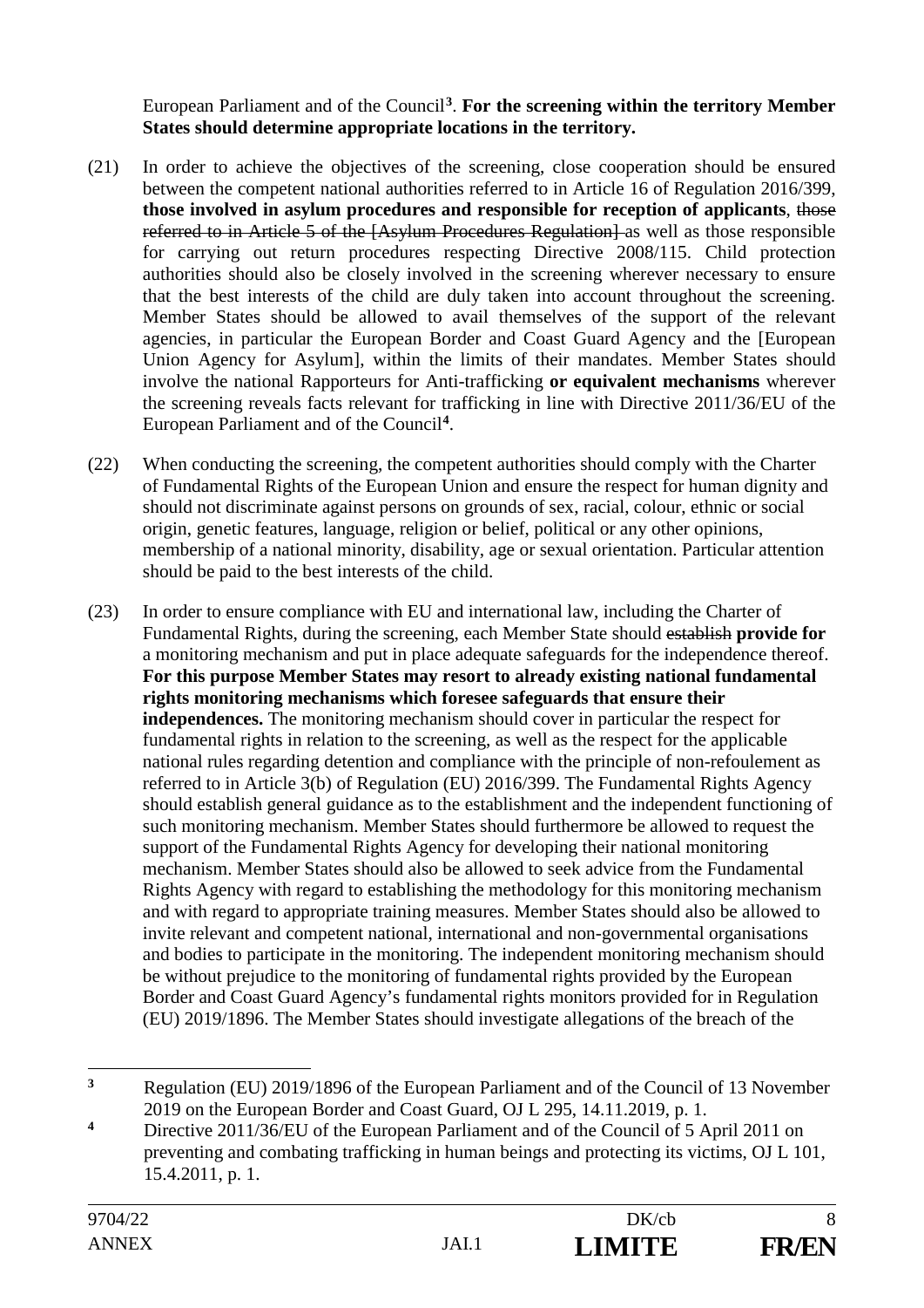European Parliament and of the Council[3]. **For the screening within the territory Member States should determine appropriate locations in the territory.**

(21) In order to achieve the objectives of the screening, close cooperation should be ensured between the competent national authorities referred to in Article 16 of Regulation 2016/399, **those involved in asylum procedures and responsible for reception of applicants**, ~~those referred to in Article 5 of the [Asylum Procedures Regulation]~~ as well as those responsible for carrying out return procedures respecting Directive 2008/115. Child protection authorities should also be closely involved in the screening wherever necessary to ensure that the best interests of the child are duly taken into account throughout the screening. Member States should be allowed to avail themselves of the support of the relevant agencies, in particular the European Border and Coast Guard Agency and the [European Union Agency for Asylum], within the limits of their mandates. Member States should involve the national Rapporteurs for Anti-trafficking **or equivalent mechanisms** wherever the screening reveals facts relevant for trafficking in line with Directive 2011/36/EU of the European Parliament and of the Council[4].

(22) When conducting the screening, the competent authorities should comply with the Charter of Fundamental Rights of the European Union and ensure the respect for human dignity and should not discriminate against persons on grounds of sex, racial, colour, ethnic or social origin, genetic features, language, religion or belief, political or any other opinions, membership of a national minority, disability, age or sexual orientation. Particular attention should be paid to the best interests of the child.

(23) In order to ensure compliance with EU and international law, including the Charter of Fundamental Rights, during the screening, each Member State should ~~establish~~ **provide for** a monitoring mechanism and put in place adequate safeguards for the independence thereof. **For this purpose Member States may resort to already existing national fundamental rights monitoring mechanisms which foresee safeguards that ensure their independences.** The monitoring mechanism should cover in particular the respect for fundamental rights in relation to the screening, as well as the respect for the applicable national rules regarding detention and compliance with the principle of non-refoulement as referred to in Article 3(b) of Regulation (EU) 2016/399. The Fundamental Rights Agency should establish general guidance as to the establishment and the independent functioning of such monitoring mechanism. Member States should furthermore be allowed to request the support of the Fundamental Rights Agency for developing their national monitoring mechanism. Member States should also be allowed to seek advice from the Fundamental Rights Agency with regard to establishing the methodology for this monitoring mechanism and with regard to appropriate training measures. Member States should also be allowed to invite relevant and competent national, international and non-governmental organisations and bodies to participate in the monitoring. The independent monitoring mechanism should be without prejudice to the monitoring of fundamental rights provided by the European Border and Coast Guard Agency's fundamental rights monitors provided for in Regulation (EU) 2019/1896. The Member States should investigate allegations of the breach of the

---

[3] Regulation (EU) 2019/1896 of the European Parliament and of the Council of 13 November 2019 on the European Border and Coast Guard, OJ L 295, 14.11.2019, p. 1.

[4] Directive 2011/36/EU of the European Parliament and of the Council of 5 April 2011 on preventing and combating trafficking in human beings and protecting its victims, OJ L 101, 15.4.2011, p. 1.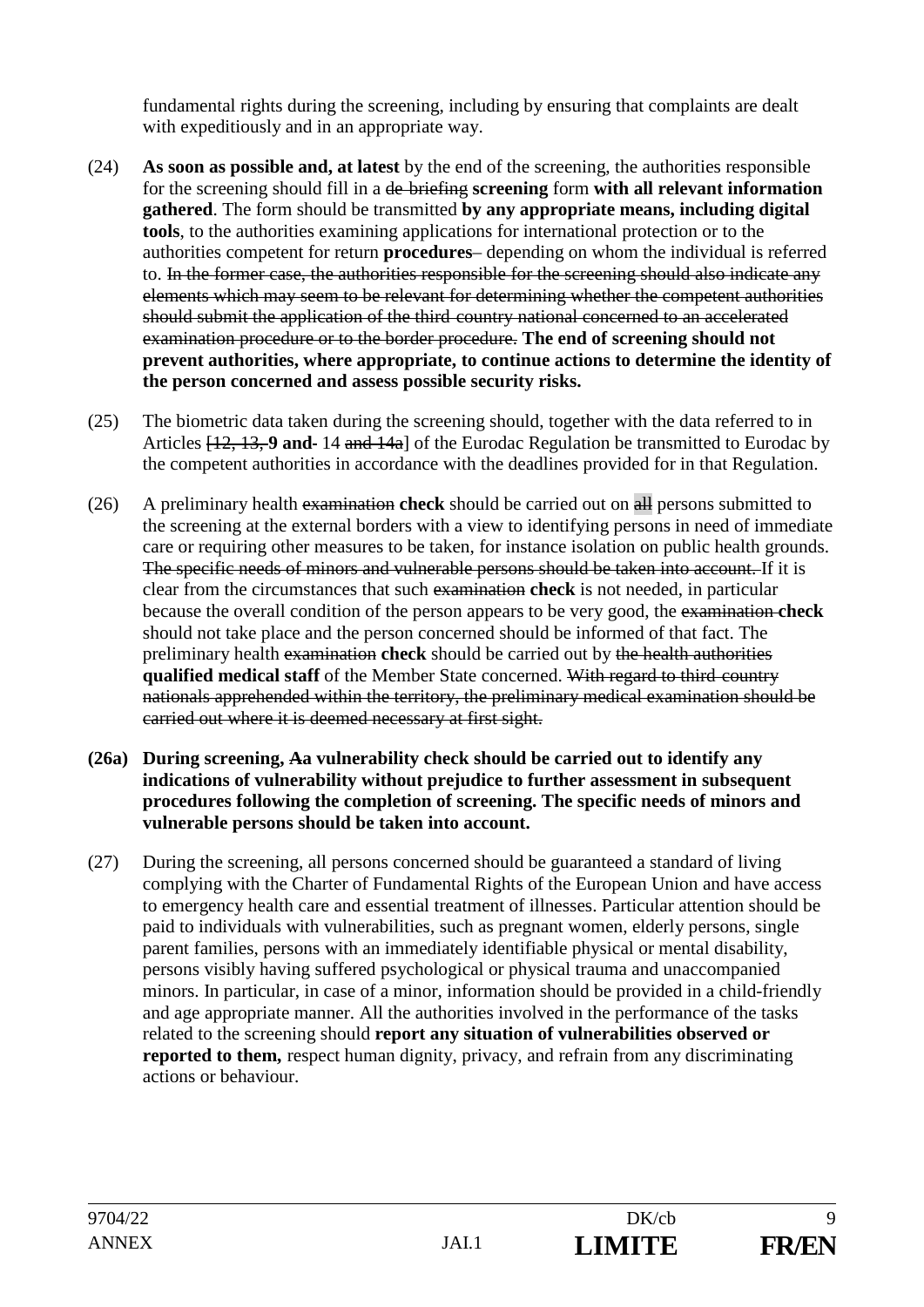fundamental rights during the screening, including by ensuring that complaints are dealt with expeditiously and in an appropriate way.

(24) **As soon as possible and, at latest** by the end of the screening, the authorities responsible for the screening should fill in a ~~de-briefing~~ **screening** form **with all relevant information gathered**. The form should be transmitted **by any appropriate means, including digital tools**, to the authorities examining applications for international protection or to the authorities competent for return **procedures**– depending on whom the individual is referred to. ~~In the former case, the authorities responsible for the screening should also indicate any elements which may seem to be relevant for determining whether the competent authorities should submit the application of the third-country national concerned to an accelerated examination procedure or to the border procedure.~~ **The end of screening should not prevent authorities, where appropriate, to continue actions to determine the identity of the person concerned and assess possible security risks.**

(25) The biometric data taken during the screening should, together with the data referred to in Articles [~~12, 13,~~ **9 and** ~~-~~ 14 ~~and 14a~~] of the Eurodac Regulation be transmitted to Eurodac by the competent authorities in accordance with the deadlines provided for in that Regulation.

(26) A preliminary health ~~examination~~ **check** should be carried out on ~~all~~ persons submitted to the screening at the external borders with a view to identifying persons in need of immediate care or requiring other measures to be taken, for instance isolation on public health grounds. ~~The specific needs of minors and vulnerable persons should be taken into account.~~ If it is clear from the circumstances that such ~~examination~~ **check** is not needed, in particular because the overall condition of the person appears to be very good, the ~~examination~~ **check** should not take place and the person concerned should be informed of that fact. The preliminary health ~~examination~~ **check** should be carried out by ~~the health authorities~~ **qualified medical staff** of the Member State concerned. ~~With regard to third-country nationals apprehended within the territory, the preliminary medical examination should be carried out where it is deemed necessary at first sight.~~

**(26a) During screening, ~~A~~a vulnerability check should be carried out to identify any indications of vulnerability without prejudice to further assessment in subsequent procedures following the completion of screening. The specific needs of minors and vulnerable persons should be taken into account.**

(27) During the screening, all persons concerned should be guaranteed a standard of living complying with the Charter of Fundamental Rights of the European Union and have access to emergency health care and essential treatment of illnesses. Particular attention should be paid to individuals with vulnerabilities, such as pregnant women, elderly persons, single parent families, persons with an immediately identifiable physical or mental disability, persons visibly having suffered psychological or physical trauma and unaccompanied minors. In particular, in case of a minor, information should be provided in a child-friendly and age appropriate manner. All the authorities involved in the performance of the tasks related to the screening should **report any situation of vulnerabilities observed or reported to them,** respect human dignity, privacy, and refrain from any discriminating actions or behaviour.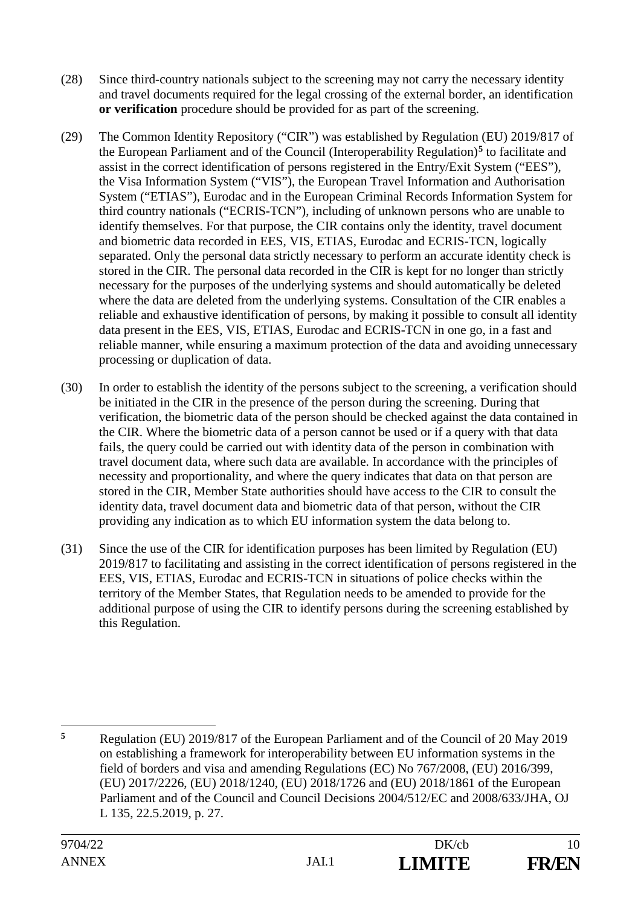(28) Since third-country nationals subject to the screening may not carry the necessary identity and travel documents required for the legal crossing of the external border, an identification **or verification** procedure should be provided for as part of the screening.

(29) The Common Identity Repository ("CIR") was established by Regulation (EU) 2019/817 of the European Parliament and of the Council (Interoperability Regulation)[5] to facilitate and assist in the correct identification of persons registered in the Entry/Exit System ("EES"), the Visa Information System ("VIS"), the European Travel Information and Authorisation System ("ETIAS"), Eurodac and in the European Criminal Records Information System for third country nationals ("ECRIS-TCN"), including of unknown persons who are unable to identify themselves. For that purpose, the CIR contains only the identity, travel document and biometric data recorded in EES, VIS, ETIAS, Eurodac and ECRIS-TCN, logically separated. Only the personal data strictly necessary to perform an accurate identity check is stored in the CIR. The personal data recorded in the CIR is kept for no longer than strictly necessary for the purposes of the underlying systems and should automatically be deleted where the data are deleted from the underlying systems. Consultation of the CIR enables a reliable and exhaustive identification of persons, by making it possible to consult all identity data present in the EES, VIS, ETIAS, Eurodac and ECRIS-TCN in one go, in a fast and reliable manner, while ensuring a maximum protection of the data and avoiding unnecessary processing or duplication of data.

(30) In order to establish the identity of the persons subject to the screening, a verification should be initiated in the CIR in the presence of the person during the screening. During that verification, the biometric data of the person should be checked against the data contained in the CIR. Where the biometric data of a person cannot be used or if a query with that data fails, the query could be carried out with identity data of the person in combination with travel document data, where such data are available. In accordance with the principles of necessity and proportionality, and where the query indicates that data on that person are stored in the CIR, Member State authorities should have access to the CIR to consult the identity data, travel document data and biometric data of that person, without the CIR providing any indication as to which EU information system the data belong to.

(31) Since the use of the CIR for identification purposes has been limited by Regulation (EU) 2019/817 to facilitating and assisting in the correct identification of persons registered in the EES, VIS, ETIAS, Eurodac and ECRIS-TCN in situations of police checks within the territory of the Member States, that Regulation needs to be amended to provide for the additional purpose of using the CIR to identify persons during the screening established by this Regulation.

---

[5] Regulation (EU) 2019/817 of the European Parliament and of the Council of 20 May 2019 on establishing a framework for interoperability between EU information systems in the field of borders and visa and amending Regulations (EC) No 767/2008, (EU) 2016/399, (EU) 2017/2226, (EU) 2018/1240, (EU) 2018/1726 and (EU) 2018/1861 of the European Parliament and of the Council and Council Decisions 2004/512/EC and 2008/633/JHA, OJ L 135, 22.5.2019, p. 27.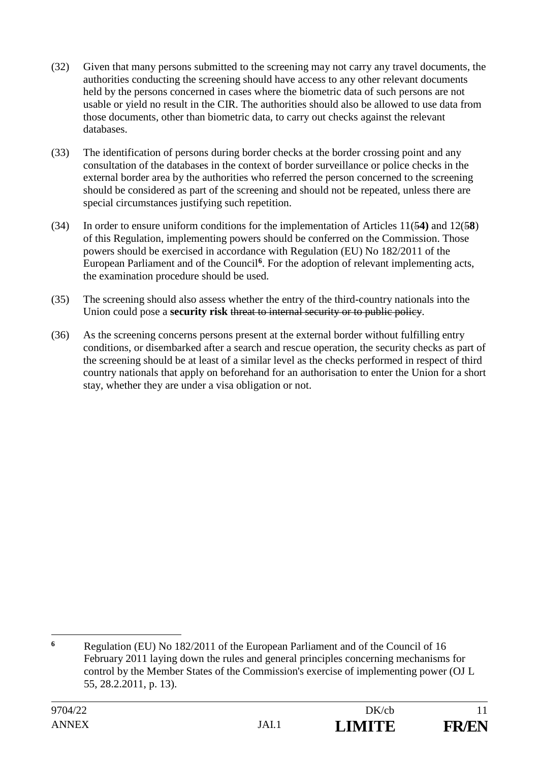(32) Given that many persons submitted to the screening may not carry any travel documents, the authorities conducting the screening should have access to any other relevant documents held by the persons concerned in cases where the biometric data of such persons are not usable or yield no result in the CIR. The authorities should also be allowed to use data from those documents, other than biometric data, to carry out checks against the relevant databases.

(33) The identification of persons during border checks at the border crossing point and any consultation of the databases in the context of border surveillance or police checks in the external border area by the authorities who referred the person concerned to the screening should be considered as part of the screening and should not be repeated, unless there are special circumstances justifying such repetition.

(34) In order to ensure uniform conditions for the implementation of Articles 11(~~5~~**4)** and 12(~~5~~**8**) of this Regulation, implementing powers should be conferred on the Commission. Those powers should be exercised in accordance with Regulation (EU) No 182/2011 of the European Parliament and of the Council[6]. For the adoption of relevant implementing acts, the examination procedure should be used.

(35) The screening should also assess whether the entry of the third-country nationals into the Union could pose a **security risk** ~~threat to internal security or to public policy~~.

(36) As the screening concerns persons present at the external border without fulfilling entry conditions, or disembarked after a search and rescue operation, the security checks as part of the screening should be at least of a similar level as the checks performed in respect of third country nationals that apply on beforehand for an authorisation to enter the Union for a short stay, whether they are under a visa obligation or not.

---

[6] Regulation (EU) No 182/2011 of the European Parliament and of the Council of 16 February 2011 laying down the rules and general principles concerning mechanisms for control by the Member States of the Commission's exercise of implementing power (OJ L 55, 28.2.2011, p. 13).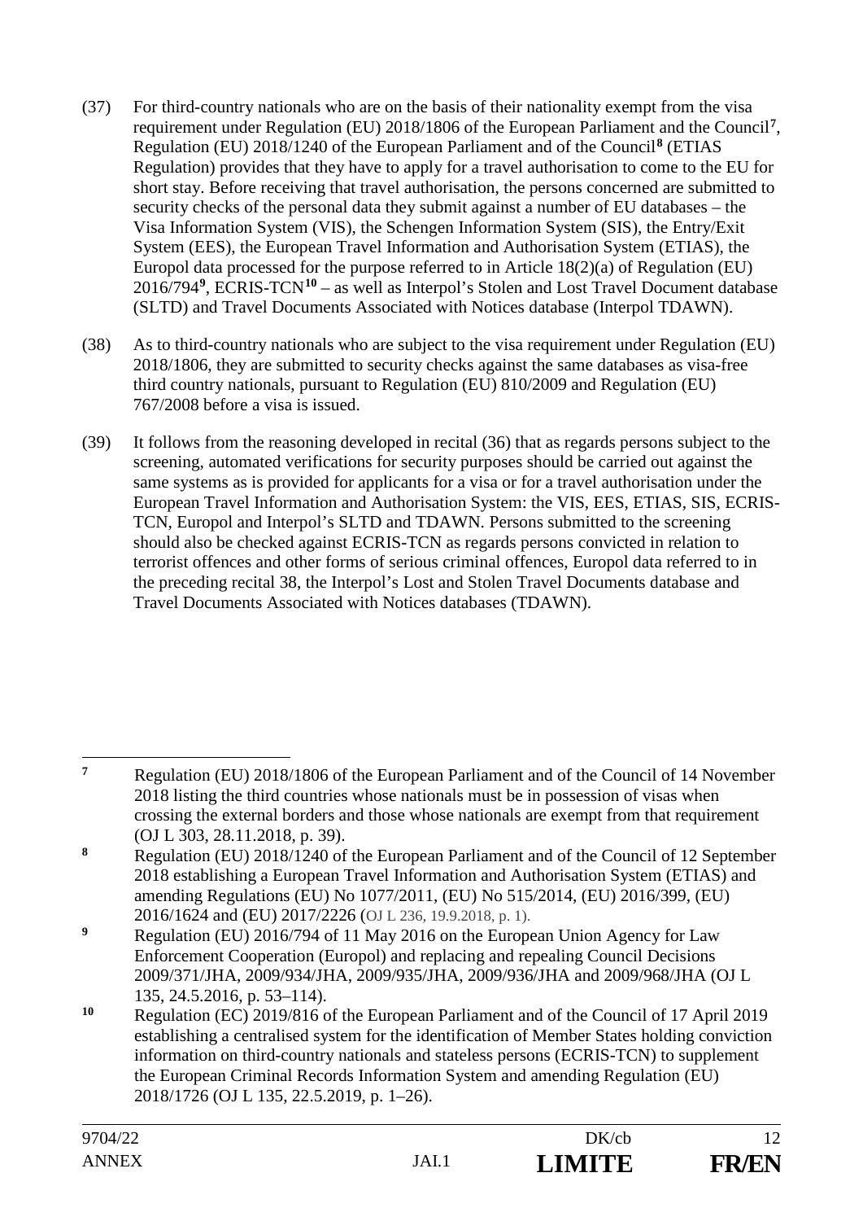(37) For third-country nationals who are on the basis of their nationality exempt from the visa requirement under Regulation (EU) 2018/1806 of the European Parliament and the Council[7], Regulation (EU) 2018/1240 of the European Parliament and of the Council[8] (ETIAS Regulation) provides that they have to apply for a travel authorisation to come to the EU for short stay. Before receiving that travel authorisation, the persons concerned are submitted to security checks of the personal data they submit against a number of EU databases – the Visa Information System (VIS), the Schengen Information System (SIS), the Entry/Exit System (EES), the European Travel Information and Authorisation System (ETIAS), the Europol data processed for the purpose referred to in Article 18(2)(a) of Regulation (EU) 2016/794[9], ECRIS-TCN[10] – as well as Interpol's Stolen and Lost Travel Document database (SLTD) and Travel Documents Associated with Notices database (Interpol TDAWN).

(38) As to third-country nationals who are subject to the visa requirement under Regulation (EU) 2018/1806, they are submitted to security checks against the same databases as visa-free third country nationals, pursuant to Regulation (EU) 810/2009 and Regulation (EU) 767/2008 before a visa is issued.

(39) It follows from the reasoning developed in recital (36) that as regards persons subject to the screening, automated verifications for security purposes should be carried out against the same systems as is provided for applicants for a visa or for a travel authorisation under the European Travel Information and Authorisation System: the VIS, EES, ETIAS, SIS, ECRIS-TCN, Europol and Interpol's SLTD and TDAWN. Persons submitted to the screening should also be checked against ECRIS-TCN as regards persons convicted in relation to terrorist offences and other forms of serious criminal offences, Europol data referred to in the preceding recital 38, the Interpol's Lost and Stolen Travel Documents database and Travel Documents Associated with Notices databases (TDAWN).

---

[7] Regulation (EU) 2018/1806 of the European Parliament and of the Council of 14 November 2018 listing the third countries whose nationals must be in possession of visas when crossing the external borders and those whose nationals are exempt from that requirement (OJ L 303, 28.11.2018, p. 39).

[8] Regulation (EU) 2018/1240 of the European Parliament and of the Council of 12 September 2018 establishing a European Travel Information and Authorisation System (ETIAS) and amending Regulations (EU) No 1077/2011, (EU) No 515/2014, (EU) 2016/399, (EU) 2016/1624 and (EU) 2017/2226 (OJ L 236, 19.9.2018, p. 1).

[9] Regulation (EU) 2016/794 of 11 May 2016 on the European Union Agency for Law Enforcement Cooperation (Europol) and replacing and repealing Council Decisions 2009/371/JHA, 2009/934/JHA, 2009/935/JHA, 2009/936/JHA and 2009/968/JHA (OJ L 135, 24.5.2016, p. 53–114).

[10] Regulation (EC) 2019/816 of the European Parliament and of the Council of 17 April 2019 establishing a centralised system for the identification of Member States holding conviction information on third-country nationals and stateless persons (ECRIS-TCN) to supplement the European Criminal Records Information System and amending Regulation (EU) 2018/1726 (OJ L 135, 22.5.2019, p. 1–26).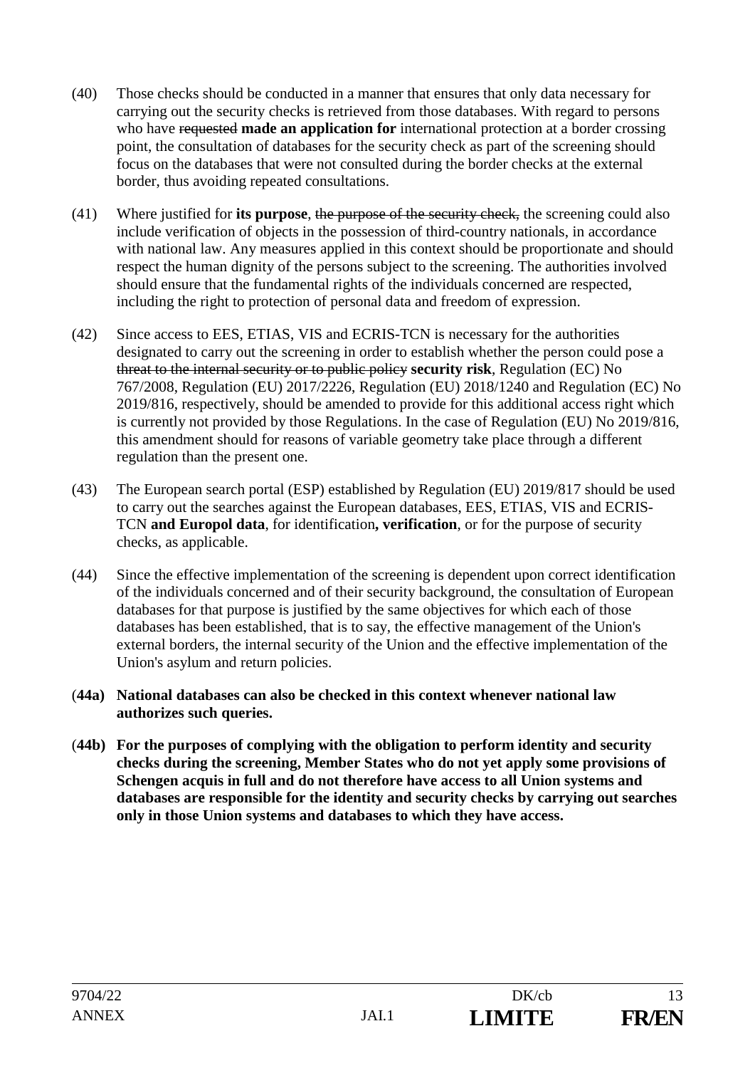(40) Those checks should be conducted in a manner that ensures that only data necessary for carrying out the security checks is retrieved from those databases. With regard to persons who have ~~requested~~ **made an application for** international protection at a border crossing point, the consultation of databases for the security check as part of the screening should focus on the databases that were not consulted during the border checks at the external border, thus avoiding repeated consultations.

(41) Where justified for **its purpose**, ~~the purpose of the security check,~~ the screening could also include verification of objects in the possession of third-country nationals, in accordance with national law. Any measures applied in this context should be proportionate and should respect the human dignity of the persons subject to the screening. The authorities involved should ensure that the fundamental rights of the individuals concerned are respected, including the right to protection of personal data and freedom of expression.

(42) Since access to EES, ETIAS, VIS and ECRIS-TCN is necessary for the authorities designated to carry out the screening in order to establish whether the person could pose a ~~threat to the internal security or to public policy~~ **security risk**, Regulation (EC) No 767/2008, Regulation (EU) 2017/2226, Regulation (EU) 2018/1240 and Regulation (EC) No 2019/816, respectively, should be amended to provide for this additional access right which is currently not provided by those Regulations. In the case of Regulation (EU) No 2019/816, this amendment should for reasons of variable geometry take place through a different regulation than the present one.

(43) The European search portal (ESP) established by Regulation (EU) 2019/817 should be used to carry out the searches against the European databases, EES, ETIAS, VIS and ECRIS-TCN **and Europol data**, for identification**, verification**, or for the purpose of security checks, as applicable.

(44) Since the effective implementation of the screening is dependent upon correct identification of the individuals concerned and of their security background, the consultation of European databases for that purpose is justified by the same objectives for which each of those databases has been established, that is to say, the effective management of the Union's external borders, the internal security of the Union and the effective implementation of the Union's asylum and return policies.

**(44a) National databases can also be checked in this context whenever national law authorizes such queries.**

**(44b) For the purposes of complying with the obligation to perform identity and security checks during the screening, Member States who do not yet apply some provisions of Schengen acquis in full and do not therefore have access to all Union systems and databases are responsible for the identity and security checks by carrying out searches only in those Union systems and databases to which they have access.**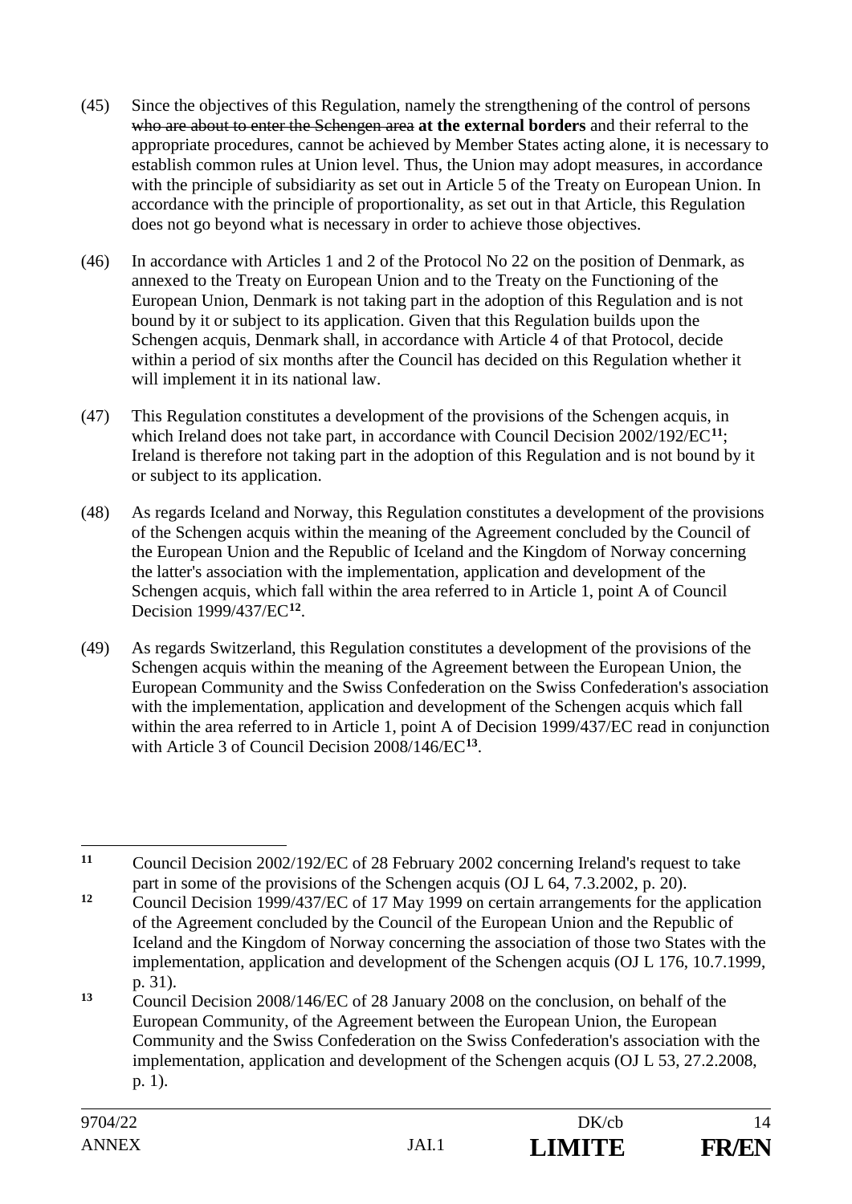(45) Since the objectives of this Regulation, namely the strengthening of the control of persons ~~who are about to enter the Schengen area~~ **at the external borders** and their referral to the appropriate procedures, cannot be achieved by Member States acting alone, it is necessary to establish common rules at Union level. Thus, the Union may adopt measures, in accordance with the principle of subsidiarity as set out in Article 5 of the Treaty on European Union. In accordance with the principle of proportionality, as set out in that Article, this Regulation does not go beyond what is necessary in order to achieve those objectives.

(46) In accordance with Articles 1 and 2 of the Protocol No 22 on the position of Denmark, as annexed to the Treaty on European Union and to the Treaty on the Functioning of the European Union, Denmark is not taking part in the adoption of this Regulation and is not bound by it or subject to its application. Given that this Regulation builds upon the Schengen acquis, Denmark shall, in accordance with Article 4 of that Protocol, decide within a period of six months after the Council has decided on this Regulation whether it will implement it in its national law.

(47) This Regulation constitutes a development of the provisions of the Schengen acquis, in which Ireland does not take part, in accordance with Council Decision 2002/192/EC[11]; Ireland is therefore not taking part in the adoption of this Regulation and is not bound by it or subject to its application.

(48) As regards Iceland and Norway, this Regulation constitutes a development of the provisions of the Schengen acquis within the meaning of the Agreement concluded by the Council of the European Union and the Republic of Iceland and the Kingdom of Norway concerning the latter's association with the implementation, application and development of the Schengen acquis, which fall within the area referred to in Article 1, point A of Council Decision 1999/437/EC[12].

(49) As regards Switzerland, this Regulation constitutes a development of the provisions of the Schengen acquis within the meaning of the Agreement between the European Union, the European Community and the Swiss Confederation on the Swiss Confederation's association with the implementation, application and development of the Schengen acquis which fall within the area referred to in Article 1, point A of Decision 1999/437/EC read in conjunction with Article 3 of Council Decision 2008/146/EC[13].

---

[11] Council Decision 2002/192/EC of 28 February 2002 concerning Ireland's request to take part in some of the provisions of the Schengen acquis (OJ L 64, 7.3.2002, p. 20).

[12] Council Decision 1999/437/EC of 17 May 1999 on certain arrangements for the application of the Agreement concluded by the Council of the European Union and the Republic of Iceland and the Kingdom of Norway concerning the association of those two States with the implementation, application and development of the Schengen acquis (OJ L 176, 10.7.1999, p. 31).

[13] Council Decision 2008/146/EC of 28 January 2008 on the conclusion, on behalf of the European Community, of the Agreement between the European Union, the European Community and the Swiss Confederation on the Swiss Confederation's association with the implementation, application and development of the Schengen acquis (OJ L 53, 27.2.2008, p. 1).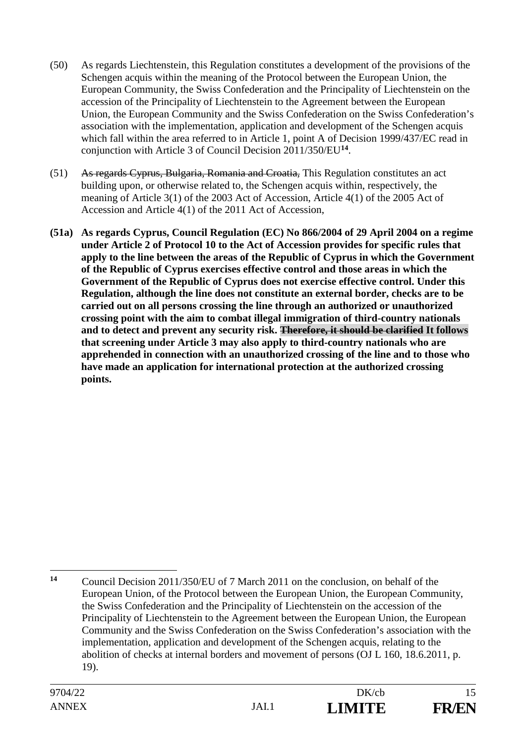(50) As regards Liechtenstein, this Regulation constitutes a development of the provisions of the Schengen acquis within the meaning of the Protocol between the European Union, the European Community, the Swiss Confederation and the Principality of Liechtenstein on the accession of the Principality of Liechtenstein to the Agreement between the European Union, the European Community and the Swiss Confederation on the Swiss Confederation's association with the implementation, application and development of the Schengen acquis which fall within the area referred to in Article 1, point A of Decision 1999/437/EC read in conjunction with Article 3 of Council Decision 2011/350/EU[14].

(51) ~~As regards Cyprus, Bulgaria, Romania and Croatia,~~ This Regulation constitutes an act building upon, or otherwise related to, the Schengen acquis within, respectively, the meaning of Article 3(1) of the 2003 Act of Accession, Article 4(1) of the 2005 Act of Accession and Article 4(1) of the 2011 Act of Accession,

**(51a) As regards Cyprus, Council Regulation (EC) No 866/2004 of 29 April 2004 on a regime under Article 2 of Protocol 10 to the Act of Accession provides for specific rules that apply to the line between the areas of the Republic of Cyprus in which the Government of the Republic of Cyprus exercises effective control and those areas in which the Government of the Republic of Cyprus does not exercise effective control. Under this Regulation, although the line does not constitute an external border, checks are to be carried out on all persons crossing the line through an authorized or unauthorized crossing point with the aim to combat illegal immigration of third-country nationals and to detect and prevent any security risk. ~~Therefore, it should be clarified~~ It follows that screening under Article 3 may also apply to third-country nationals who are apprehended in connection with an unauthorized crossing of the line and to those who have made an application for international protection at the authorized crossing points.**

---

[14] Council Decision 2011/350/EU of 7 March 2011 on the conclusion, on behalf of the European Union, of the Protocol between the European Union, the European Community, the Swiss Confederation and the Principality of Liechtenstein on the accession of the Principality of Liechtenstein to the Agreement between the European Union, the European Community and the Swiss Confederation on the Swiss Confederation's association with the implementation, application and development of the Schengen acquis, relating to the abolition of checks at internal borders and movement of persons (OJ L 160, 18.6.2011, p. 19).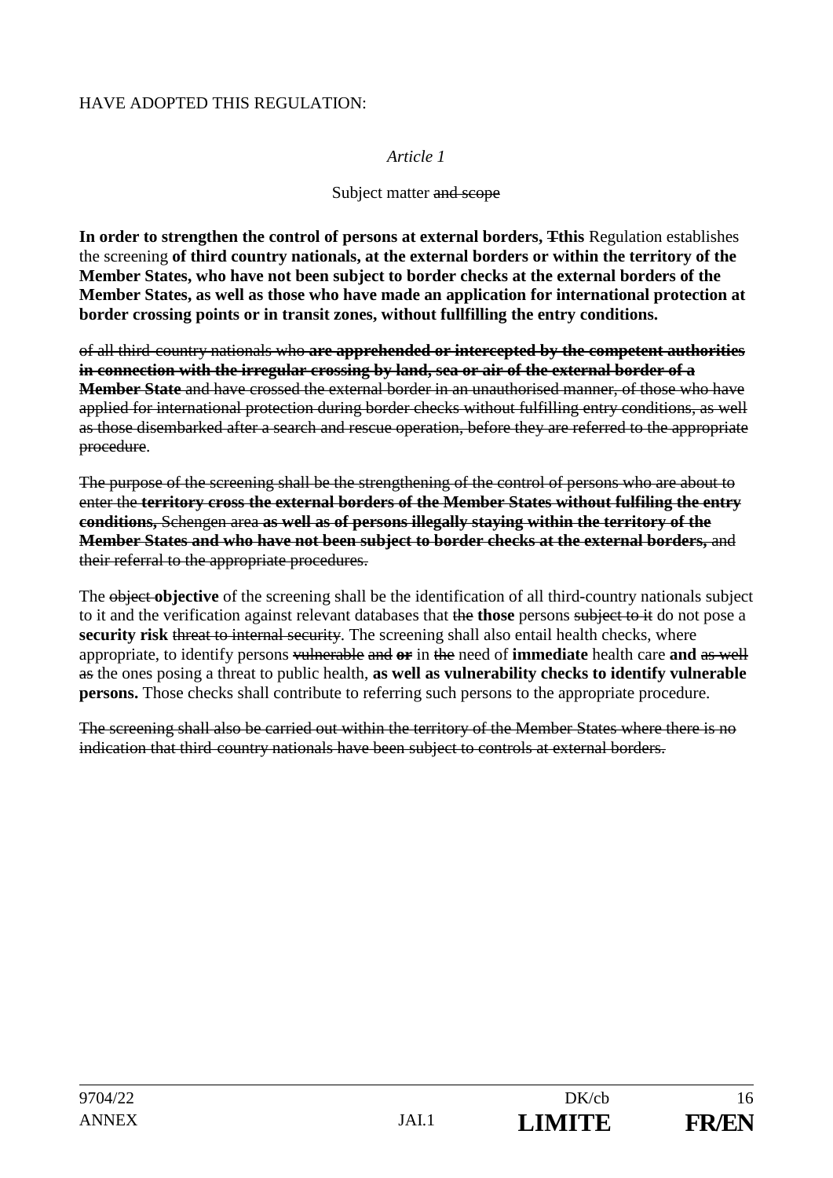HAVE ADOPTED THIS REGULATION:

*Article 1*

Subject matter ~~and scope~~

**In order to strengthen the control of persons at external borders,** ~~T~~**this** Regulation establishes the screening **of third country nationals, at the external borders or within the territory of the Member States, who have not been subject to border checks at the external borders of the Member States, as well as those who have made an application for international protection at border crossing points or in transit zones, without fullfilling the entry conditions.**

~~of all third-country nationals who~~ ~~**are apprehended or intercepted by the competent authorities in connection with the irregular crossing by land, sea or air of the external border of a Member State**~~ ~~and have crossed the external border in an unauthorised manner, of those who have applied for international protection during border checks without fulfilling entry conditions, as well as those disembarked after a search and rescue operation, before they are referred to the appropriate procedure~~.

~~The purpose of the screening shall be the strengthening of the control of persons who are about to enter the~~ ~~**territory cross the external borders of the Member States without fulfiling the entry conditions,**~~ ~~Schengen area~~ ~~**as well as of persons illegally staying within the territory of the Member States and who have not been subject to border checks at the external borders,**~~ ~~and their referral to the appropriate procedures.~~

The ~~object~~ **objective** of the screening shall be the identification of all third-country nationals subject to it and the verification against relevant databases that ~~the~~ **those** persons ~~subject to it~~ do not pose a **security risk** ~~threat to internal security~~. The screening shall also entail health checks, where appropriate, to identify persons ~~vulnerable~~ ~~and~~ ~~**or**~~ in ~~the~~ need of **immediate** health care **and** ~~as well as~~ the ones posing a threat to public health, **as well as vulnerability checks to identify vulnerable persons.** Those checks shall contribute to referring such persons to the appropriate procedure.

~~The screening shall also be carried out within the territory of the Member States where there is no indication that third-country nationals have been subject to controls at external borders.~~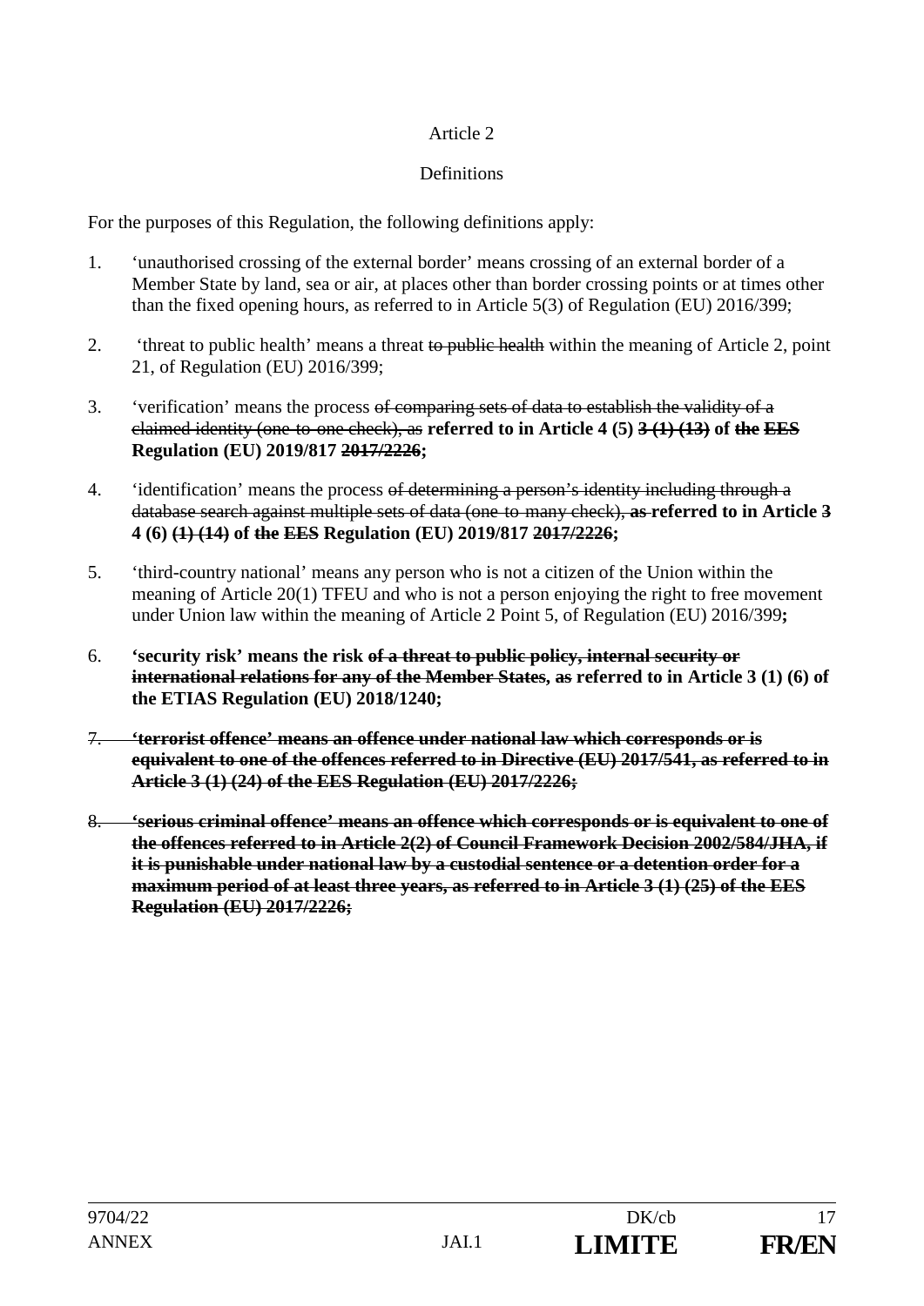Article 2

Definitions

For the purposes of this Regulation, the following definitions apply:

1. 'unauthorised crossing of the external border' means crossing of an external border of a Member State by land, sea or air, at places other than border crossing points or at times other than the fixed opening hours, as referred to in Article 5(3) of Regulation (EU) 2016/399;

2. 'threat to public health' means a threat ~~to public health~~ within the meaning of Article 2, point 21, of Regulation (EU) 2016/399;

3. 'verification' means the process ~~of comparing sets of data to establish the validity of a claimed identity (one-to-one check), as~~ **referred to in Article 4 (5) ~~3 (1) (13)~~ of ~~the EES~~ Regulation (EU) 2019/817 ~~2017/2226~~;**

4. 'identification' means the process ~~of determining a person's identity including through a database search against multiple sets of data (one-to-many check),~~ **~~as~~ referred to in Article ~~3~~ 4 (6) ~~(1) (14)~~ of ~~the EES~~ Regulation (EU) 2019/817 ~~2017/2226~~;**

5. 'third-country national' means any person who is not a citizen of the Union within the meaning of Article 20(1) TFEU and who is not a person enjoying the right to free movement under Union law within the meaning of Article 2 Point 5, of Regulation (EU) 2016/399**;**

6. **'security risk' means the risk ~~of a threat to public policy, internal security or international relations for any of the Member States, as~~ referred to in Article 3 (1) (6) of the ETIAS Regulation (EU) 2018/1240;**

7. ~~**'terrorist offence' means an offence under national law which corresponds or is equivalent to one of the offences referred to in Directive (EU) 2017/541, as referred to in Article 3 (1) (24) of the EES Regulation (EU) 2017/2226;**~~

8. ~~**'serious criminal offence' means an offence which corresponds or is equivalent to one of the offences referred to in Article 2(2) of Council Framework Decision 2002/584/JHA, if it is punishable under national law by a custodial sentence or a detention order for a maximum period of at least three years, as referred to in Article 3 (1) (25) of the EES Regulation (EU) 2017/2226;**~~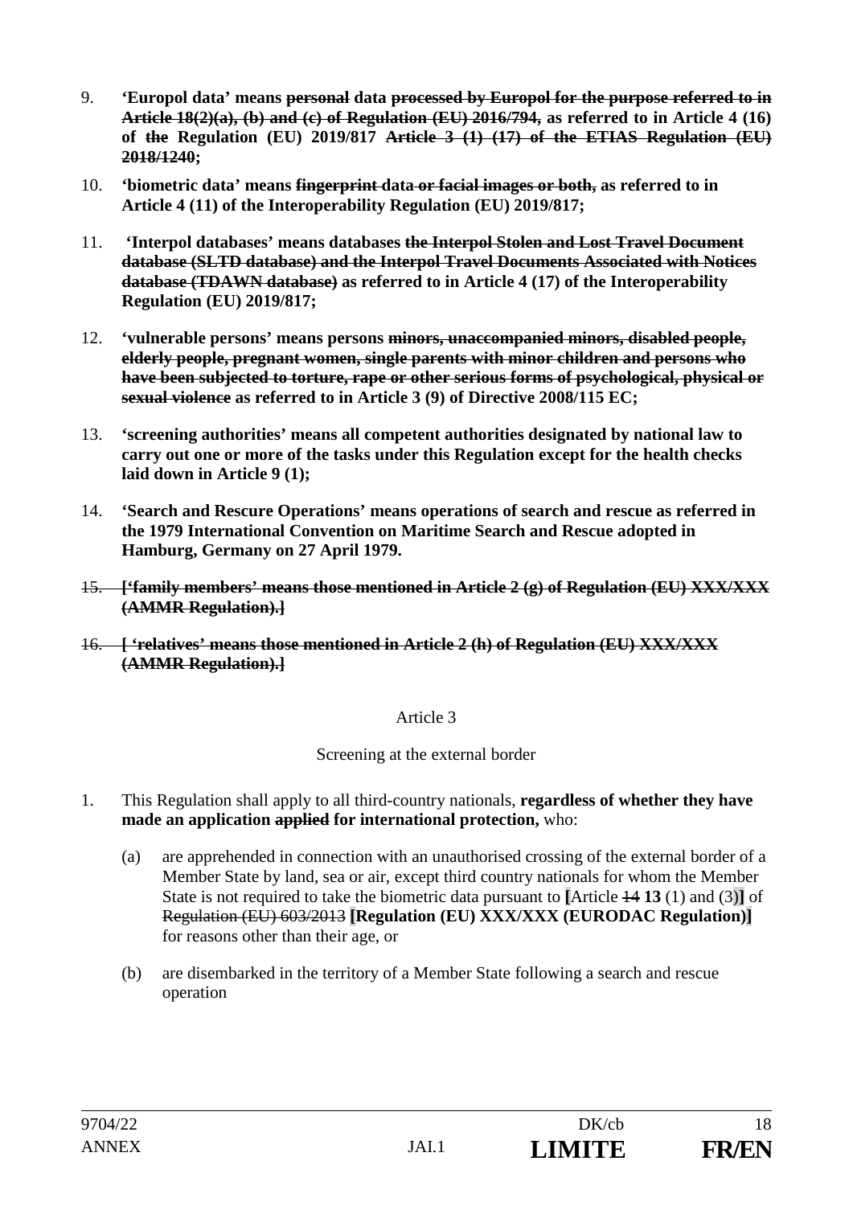9. **'Europol data' means ~~personal~~ data ~~processed by Europol for the purpose referred to in Article 18(2)(a), (b) and (c) of Regulation (EU) 2016/794,~~ as referred to in Article 4 (16) of ~~the~~ Regulation (EU) 2019/817 ~~Article 3 (1) (17) of the ETIAS Regulation (EU) 2018/1240~~;**

10. **'biometric data' means ~~fingerprint data or facial images or both,~~ as referred to in Article 4 (11) of the Interoperability Regulation (EU) 2019/817;**

11. **'Interpol databases' means databases ~~the Interpol Stolen and Lost Travel Document database (SLTD database) and the Interpol Travel Documents Associated with Notices database (TDAWN database)~~ as referred to in Article 4 (17) of the Interoperability Regulation (EU) 2019/817;**

12. **'vulnerable persons' means persons ~~minors, unaccompanied minors, disabled people, elderly people, pregnant women, single parents with minor children and persons who have been subjected to torture, rape or other serious forms of psychological, physical or sexual violence~~ as referred to in Article 3 (9) of Directive 2008/115 EC;**

13. **'screening authorities' means all competent authorities designated by national law to carry out one or more of the tasks under this Regulation except for the health checks laid down in Article 9 (1);**

14. **'Search and Rescure Operations' means operations of search and rescue as referred in the 1979 International Convention on Maritime Search and Rescue adopted in Hamburg, Germany on 27 April 1979.**

15. ~~**['family members' means those mentioned in Article 2 (g) of Regulation (EU) XXX/XXX (AMMR Regulation).]**~~

16. ~~**[ 'relatives' means those mentioned in Article 2 (h) of Regulation (EU) XXX/XXX (AMMR Regulation).]**~~

Article 3

Screening at the external border

1. This Regulation shall apply to all third-country nationals, **regardless of whether they have made an application ~~applied~~ for international protection,** who:

   (a) are apprehended in connection with an unauthorised crossing of the external border of a Member State by land, sea or air, except third country nationals for whom the Member State is not required to take the biometric data pursuant to **[**Article ~~14~~ **13** (1) and (3)**]** of ~~Regulation (EU) 603/2013~~ **[Regulation (EU) XXX/XXX (EURODAC Regulation)]** for reasons other than their age, or

   (b) are disembarked in the territory of a Member State following a search and rescue operation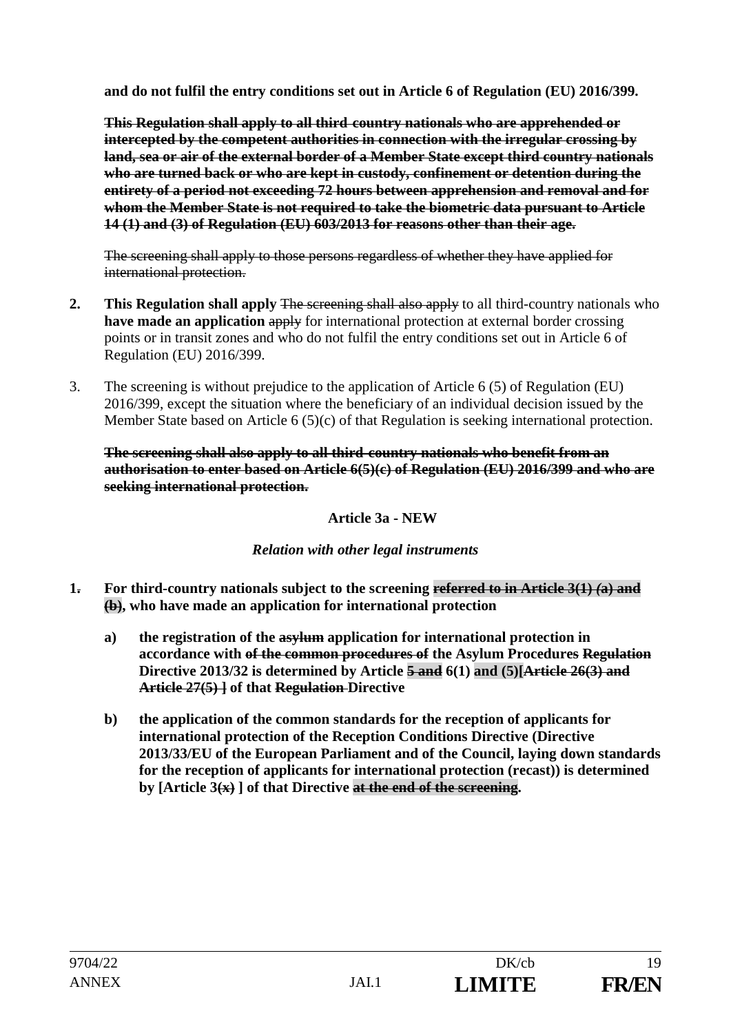**and do not fulfil the entry conditions set out in Article 6 of Regulation (EU) 2016/399.**

~~**This Regulation shall apply to all third-country nationals who are apprehended or intercepted by the competent authorities in connection with the irregular crossing by land, sea or air of the external border of a Member State except third country nationals who are turned back or who are kept in custody, confinement or detention during the entirety of a period not exceeding 72 hours between apprehension and removal and for whom the Member State is not required to take the biometric data pursuant to Article 14 (1) and (3) of Regulation (EU) 603/2013 for reasons other than their age.**~~

~~The screening shall apply to those persons regardless of whether they have applied for international protection.~~

2. **This Regulation shall apply** ~~The screening shall also apply~~ to all third-country nationals who **have made an application** ~~apply~~ for international protection at external border crossing points or in transit zones and who do not fulfil the entry conditions set out in Article 6 of Regulation (EU) 2016/399.

3. The screening is without prejudice to the application of Article 6 (5) of Regulation (EU) 2016/399, except the situation where the beneficiary of an individual decision issued by the Member State based on Article 6 (5)(c) of that Regulation is seeking international protection.

~~**The screening shall also apply to all third-country nationals who benefit from an authorisation to enter based on Article 6(5)(c) of Regulation (EU) 2016/399 and who are seeking international protection.**~~

**Article 3a - NEW**

***Relation with other legal instruments***

**1**~~.~~ **For third-country nationals subject to the screening ~~referred to in Article 3(1) (a) and (b)~~, who have made an application for international protection**

**a) the registration of the ~~asylum~~ application for international protection in accordance with ~~of the common procedures of~~ the Asylum Procedures ~~Regulation~~ Directive 2013/32 is determined by Article ~~5 and~~ 6(1) and (5)[~~Article 26(3) and Article 27(5)~~ ] of that ~~Regulation~~ Directive**

**b) the application of the common standards for the reception of applicants for international protection of the Reception Conditions Directive (Directive 2013/33/EU of the European Parliament and of the Council, laying down standards for the reception of applicants for international protection (recast)) is determined by [Article 3~~(x)~~ ] of that Directive ~~at the end of the screening~~.**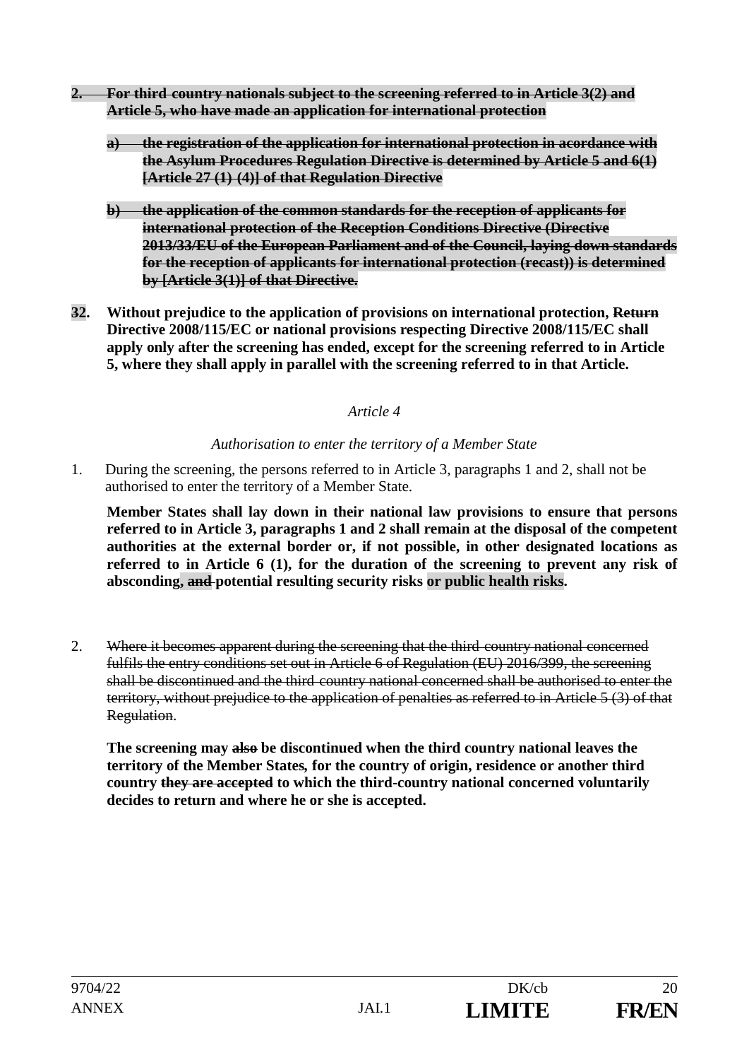**~~2. For third-country nationals subject to the screening referred to in Article 3(2) and Article 5, who have made an application for international protection~~**

**~~a) the registration of the application for international protection in acordance with the Asylum Procedures Regulation Directive is determined by Article 5 and 6(1) [Article 27 (1)-(4)] of that Regulation Directive~~**

**~~b) the application of the common standards for the reception of applicants for international protection of the Reception Conditions Directive (Directive 2013/33/EU of the European Parliament and of the Council, laying down standards for the reception of applicants for international protection (recast)) is determined by [Article 3(1)] of that Directive.~~**

**~~3~~2. Without prejudice to the application of provisions on international protection, ~~Return~~ Directive 2008/115/EC or national provisions respecting Directive 2008/115/EC shall apply only after the screening has ended, except for the screening referred to in Article 5, where they shall apply in parallel with the screening referred to in that Article.**

*Article 4*

*Authorisation to enter the territory of a Member State*

1. During the screening, the persons referred to in Article 3, paragraphs 1 and 2, shall not be authorised to enter the territory of a Member State.

**Member States shall lay down in their national law provisions to ensure that persons referred to in Article 3, paragraphs 1 and 2 shall remain at the disposal of the competent authorities at the external border or, if not possible, in other designated locations as referred to in Article 6 (1), for the duration of the screening to prevent any risk of absconding, ~~and~~ potential resulting security risks or public health risks.**

2. ~~Where it becomes apparent during the screening that the third-country national concerned fulfils the entry conditions set out in Article 6 of Regulation (EU) 2016/399, the screening shall be discontinued and the third-country national concerned shall be authorised to enter the territory, without prejudice to the application of penalties as referred to in Article 5 (3) of that Regulation~~.

**The screening may ~~also~~ be discontinued when the third country national leaves the territory of the Member States, for the country of origin, residence or another third country ~~they are accepted~~ to which the third-country national concerned voluntarily decides to return and where he or she is accepted.**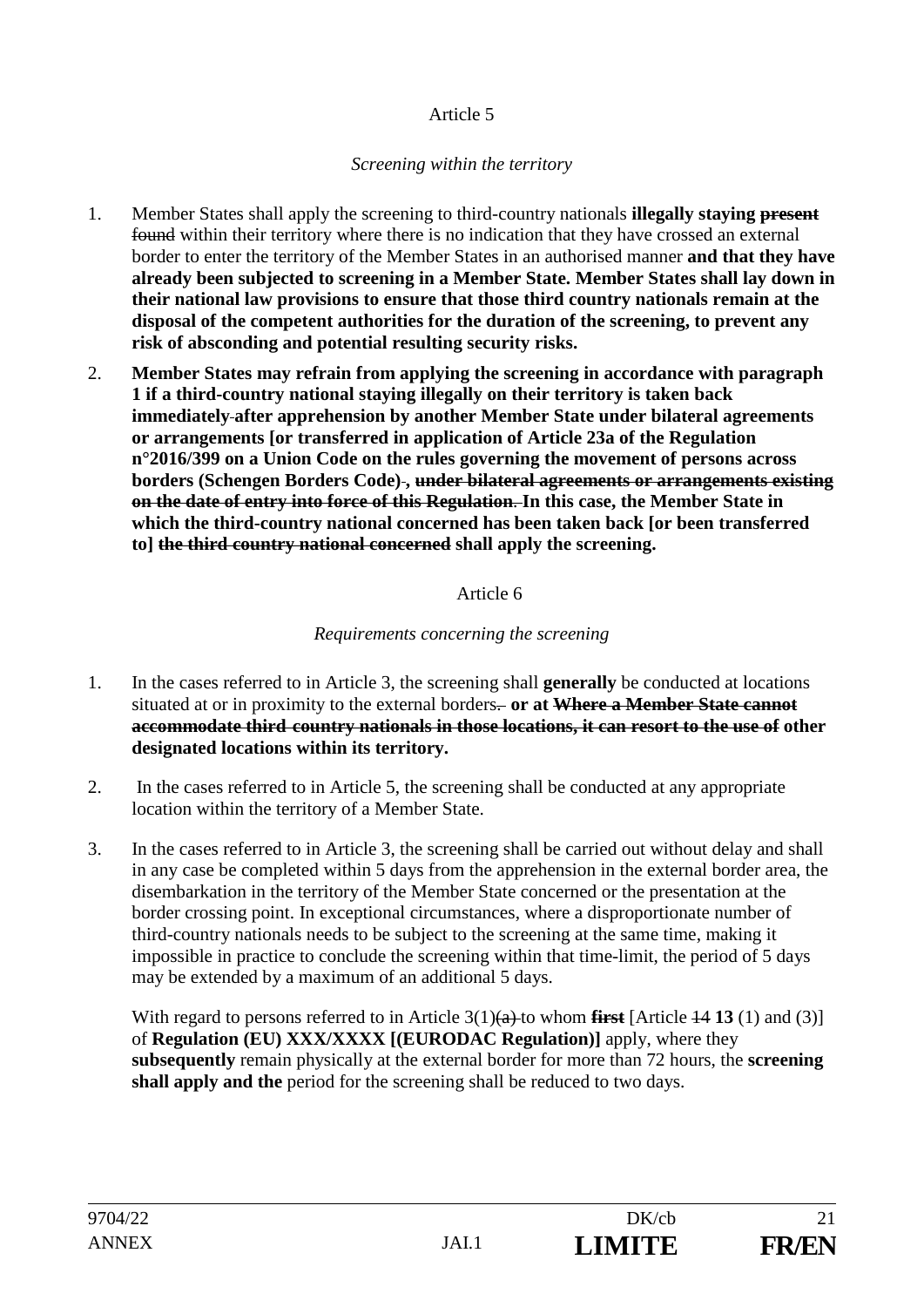Article 5

*Screening within the territory*

1. Member States shall apply the screening to third-country nationals **illegally staying** ~~**present**~~ ~~found~~ within their territory where there is no indication that they have crossed an external border to enter the territory of the Member States in an authorised manner **and that they have already been subjected to screening in a Member State. Member States shall lay down in their national law provisions to ensure that those third country nationals remain at the disposal of the competent authorities for the duration of the screening, to prevent any risk of absconding and potential resulting security risks.**

2. **Member States may refrain from applying the screening in accordance with paragraph 1 if a third-country national staying illegally on their territory is taken back immediately after apprehension by another Member State under bilateral agreements or arrangements [or transferred in application of Article 23a of the Regulation n°2016/399 on a Union Code on the rules governing the movement of persons across borders (Schengen Borders Code)** ~~**.**~~**,** ~~**under bilateral agreements or arrangements existing on the date of entry into force of this Regulation.**~~ **In this case, the Member State in which the third-country national concerned has been taken back [or been transferred to]** ~~**the third country national concerned**~~ **shall apply the screening.**

Article 6

*Requirements concerning the screening*

1. In the cases referred to in Article 3, the screening shall **generally** be conducted at locations situated at or in proximity to the external borders~~.~~ **or at** ~~**Where a Member State cannot accommodate third-country nationals in those locations, it can resort to the use of**~~ **other designated locations within its territory.**

2. In the cases referred to in Article 5, the screening shall be conducted at any appropriate location within the territory of a Member State.

3. In the cases referred to in Article 3, the screening shall be carried out without delay and shall in any case be completed within 5 days from the apprehension in the external border area, the disembarkation in the territory of the Member State concerned or the presentation at the border crossing point. In exceptional circumstances, where a disproportionate number of third-country nationals needs to be subject to the screening at the same time, making it impossible in practice to conclude the screening within that time-limit, the period of 5 days may be extended by a maximum of an additional 5 days.

   With regard to persons referred to in Article 3(1)~~(a)~~ to whom ~~**first**~~ [Article ~~14~~ **13** (1) and (3)] of **Regulation (EU) XXX/XXXX [(EURODAC Regulation)]** apply, where they **subsequently** remain physically at the external border for more than 72 hours, the **screening shall apply and the** period for the screening shall be reduced to two days.

9704/22 DK/cb
ANNEX JAI.1 **LIMITE** **FR/EN**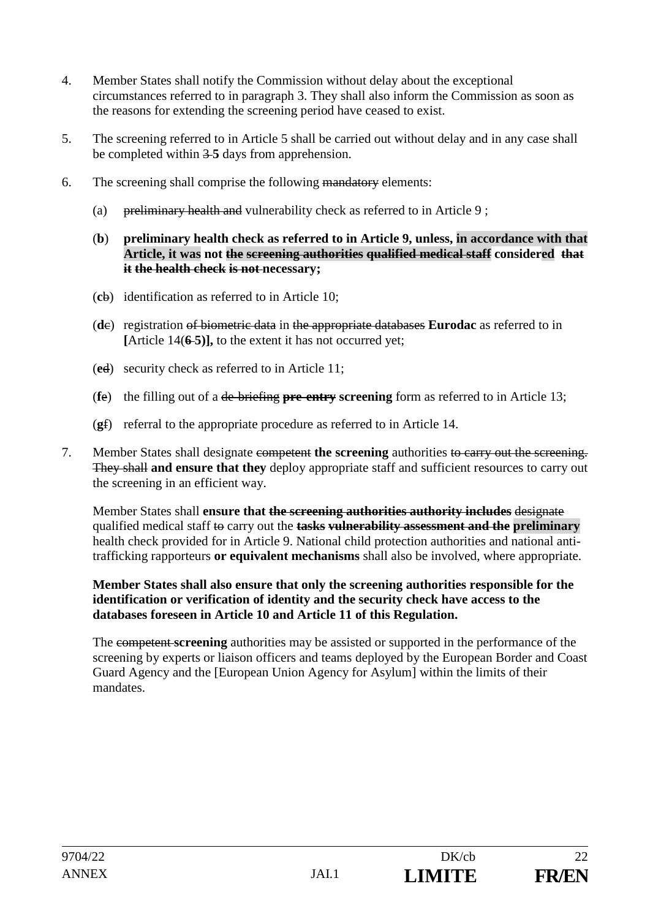4. Member States shall notify the Commission without delay about the exceptional circumstances referred to in paragraph 3. They shall also inform the Commission as soon as the reasons for extending the screening period have ceased to exist.

5. The screening referred to in Article 5 shall be carried out without delay and in any case shall be completed within ~~3~~ **5** days from apprehension.

6. The screening shall comprise the following ~~mandatory~~ elements:

   (a) ~~preliminary health and~~ vulnerability check as referred to in Article 9 ;

   (**b**) **preliminary health check as referred to in Article 9, unless, in accordance with that Article, it was not ~~the screening authorities qualified medical staff~~ considered ~~that it the health check~~ ~~is not~~ necessary;**

   (**c**~~b~~) identification as referred to in Article 10;

   (**d**~~c~~) registration ~~of biometric data~~ in ~~the appropriate databases~~ **Eurodac** as referred to in **[**Article 14(~~6~~ **5)],** to the extent it has not occurred yet;

   (**e**~~d~~) security check as referred to in Article 11;

   (**f**~~e~~) the filling out of a ~~de-briefing~~ ~~**pre-entry**~~ **screening** form as referred to in Article 13;

   (**g**~~f~~) referral to the appropriate procedure as referred to in Article 14.

7. Member States shall designate ~~competent~~ **the screening** authorities ~~to carry out the screening. They shall~~ **and ensure that they** deploy appropriate staff and sufficient resources to carry out the screening in an efficient way.

   Member States shall **ensure that ~~the screening authorities authority includes~~** ~~designate~~ qualified medical staff ~~to~~ carry out the ~~**tasks**~~ ~~**vulnerability assessment and the**~~ **preliminary** health check provided for in Article 9. National child protection authorities and national anti-trafficking rapporteurs **or equivalent mechanisms** shall also be involved, where appropriate.

   **Member States shall also ensure that only the screening authorities responsible for the identification or verification of identity and the security check have access to the databases foreseen in Article 10 and Article 11 of this Regulation.**

   The ~~competent~~ **screening** authorities may be assisted or supported in the performance of the screening by experts or liaison officers and teams deployed by the European Border and Coast Guard Agency and the [European Union Agency for Asylum] within the limits of their mandates.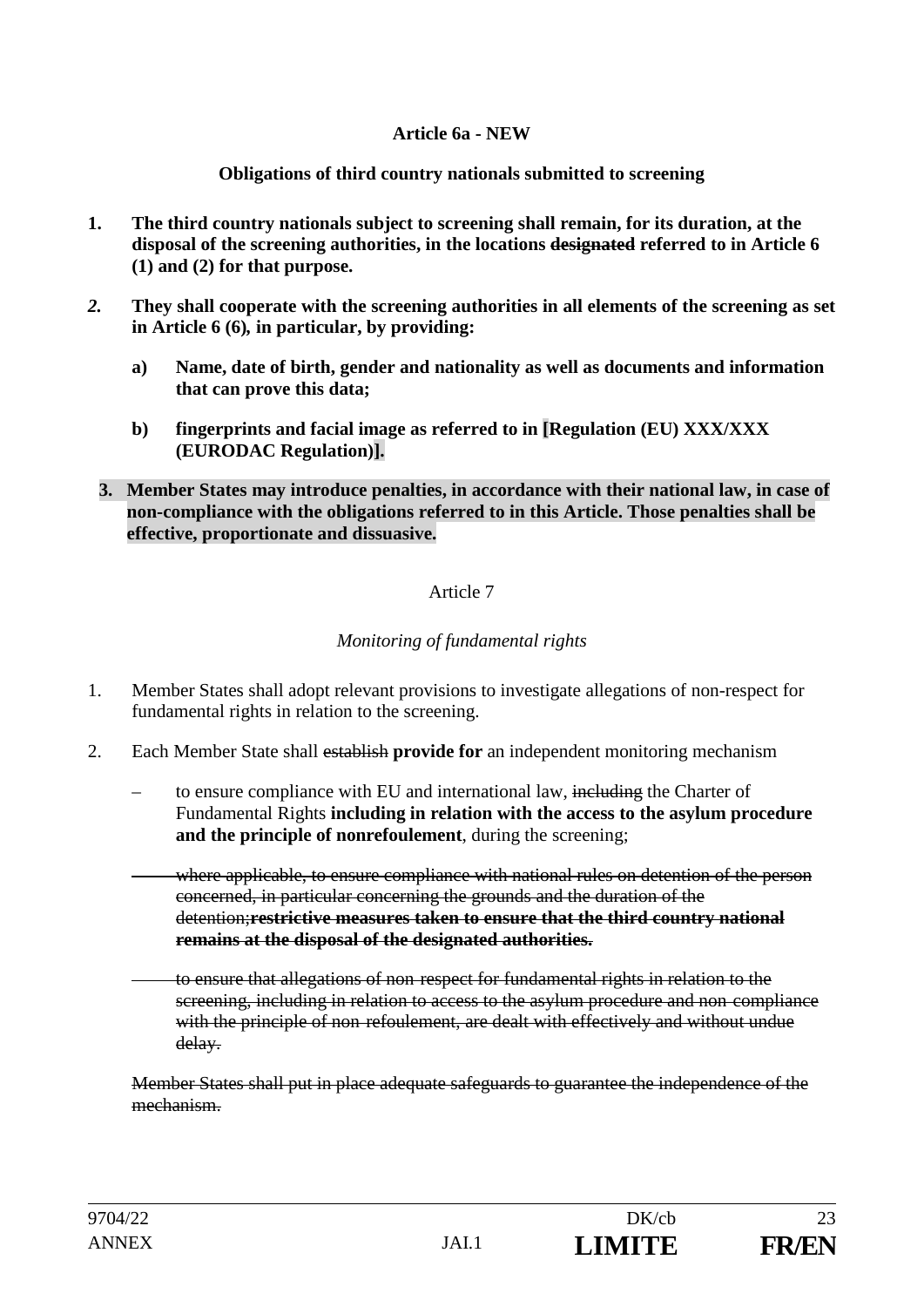**Article 6a - NEW**

**Obligations of third country nationals submitted to screening**

1. **The third country nationals subject to screening shall remain, for its duration, at the disposal of the screening authorities, in the locations ~~designated~~ referred to in Article 6 (1) and (2) for that purpose.**

2. **They shall cooperate with the screening authorities in all elements of the screening as set in Article 6 (6), in particular, by providing:**

   a) **Name, date of birth, gender and nationality as well as documents and information that can prove this data;**

   b) **fingerprints and facial image as referred to in [Regulation (EU) XXX/XXX (EURODAC Regulation)].**

3. **Member States may introduce penalties, in accordance with their national law, in case of non-compliance with the obligations referred to in this Article. Those penalties shall be effective, proportionate and dissuasive.**

Article 7

*Monitoring of fundamental rights*

1. Member States shall adopt relevant provisions to investigate allegations of non-respect for fundamental rights in relation to the screening.

2. Each Member State shall ~~establish~~ **provide for** an independent monitoring mechanism

   – to ensure compliance with EU and international law, ~~including~~ the Charter of Fundamental Rights **including in relation with the access to the asylum procedure and the principle of nonrefoulement**, during the screening;

   ~~– where applicable, to ensure compliance with national rules on detention of the person concerned, in particular concerning the grounds and the duration of the detention;~~~~**restrictive measures taken to ensure that the third country national remains at the disposal of the designated authorities.**~~

   ~~– to ensure that allegations of non-respect for fundamental rights in relation to the screening, including in relation to access to the asylum procedure and non-compliance with the principle of non-refoulement, are dealt with effectively and without undue delay.~~

   ~~Member States shall put in place adequate safeguards to guarantee the independence of the mechanism.~~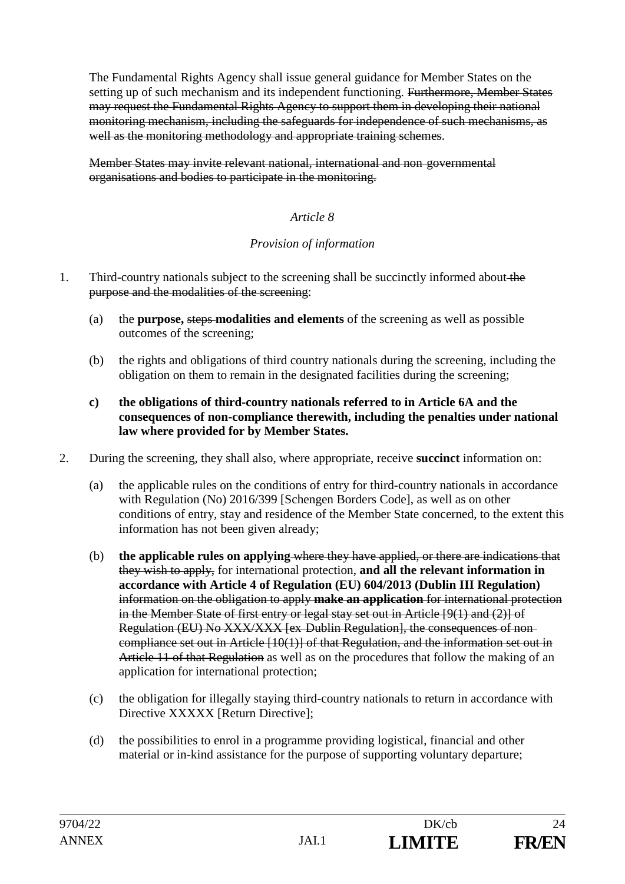The Fundamental Rights Agency shall issue general guidance for Member States on the setting up of such mechanism and its independent functioning. ~~Furthermore, Member States may request the Fundamental Rights Agency to support them in developing their national monitoring mechanism, including the safeguards for independence of such mechanisms, as well as the monitoring methodology and appropriate training schemes~~.

~~Member States may invite relevant national, international and non-governmental organisations and bodies to participate in the monitoring.~~

*Article 8*

*Provision of information*

1. Third-country nationals subject to the screening shall be succinctly informed about ~~the purpose and the modalities of the screening~~:

   (a) the **purpose,** ~~steps~~ **modalities and elements** of the screening as well as possible outcomes of the screening;

   (b) the rights and obligations of third country nationals during the screening, including the obligation on them to remain in the designated facilities during the screening;

   **c) the obligations of third-country nationals referred to in Article 6A and the consequences of non-compliance therewith, including the penalties under national law where provided for by Member States.**

2. During the screening, they shall also, where appropriate, receive **succinct** information on:

   (a) the applicable rules on the conditions of entry for third-country nationals in accordance with Regulation (No) 2016/399 [Schengen Borders Code], as well as on other conditions of entry, stay and residence of the Member State concerned, to the extent this information has not been given already;

   (b) **the applicable rules on applying** ~~where they have applied, or there are indications that they wish to apply,~~ for international protection, **and all the relevant information in accordance with Article 4 of Regulation (EU) 604/2013 (Dublin III Regulation)** ~~information on the obligation to apply~~ **make an application** ~~for international protection in the Member State of first entry or legal stay set out in Article [9(1) and (2)] of Regulation (EU) No XXX/XXX [ex-Dublin Regulation], the consequences of non-compliance set out in Article [10(1)] of that Regulation, and the information set out in Article 11 of that Regulation~~ as well as on the procedures that follow the making of an application for international protection;

   (c) the obligation for illegally staying third-country nationals to return in accordance with Directive XXXXX [Return Directive];

   (d) the possibilities to enrol in a programme providing logistical, financial and other material or in-kind assistance for the purpose of supporting voluntary departure;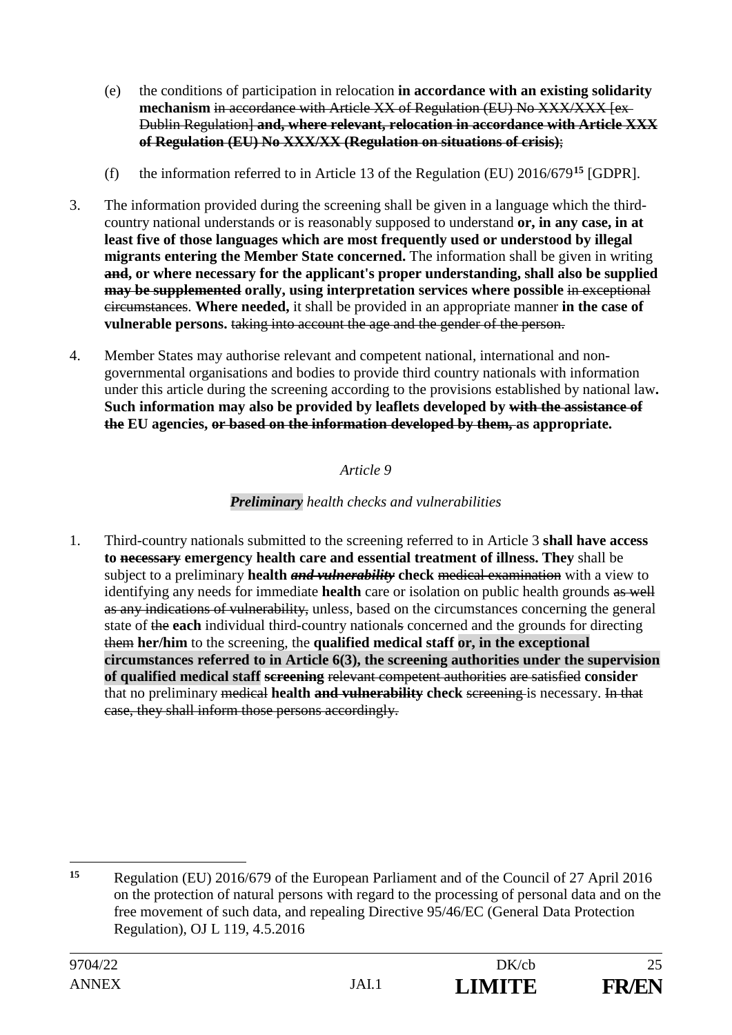(e) the conditions of participation in relocation **in accordance with an existing solidarity mechanism** ~~in accordance with Article XX of Regulation (EU) No XXX/XXX [ex-Dublin Regulation]~~ ~~**and, where relevant, relocation in accordance with Article XXX of Regulation (EU) No XXX/XX (Regulation on situations of crisis)**~~;

(f) the information referred to in Article 13 of the Regulation (EU) 2016/679[15] [GDPR].

3. The information provided during the screening shall be given in a language which the third-country national understands or is reasonably supposed to understand **or, in any case, in at least five of those languages which are most frequently used or understood by illegal migrants entering the Member State concerned.** The information shall be given in writing ~~**and**~~**, or where necessary for the applicant's proper understanding, shall also be supplied** ~~**may be supplemented**~~ **orally, using interpretation services where possible** ~~in exceptional circumstances~~. **Where needed,** it shall be provided in an appropriate manner **in the case of vulnerable persons.** ~~taking into account the age and the gender of the person.~~

4. Member States may authorise relevant and competent national, international and non-governmental organisations and bodies to provide third country nationals with information under this article during the screening according to the provisions established by national law**. Such information may also be provided by leaflets developed by** ~~**with the assistance of the**~~ **EU agencies,** ~~**or based on the information developed by them,**~~ **as appropriate.**

*Article 9*

***Preliminary*** *health checks and vulnerabilities*

1. Third-country nationals submitted to the screening referred to in Article 3 **shall have access to** ~~**necessary**~~ **emergency health care and essential treatment of illness. They** shall be subject to a preliminary **health** ~~***and vulnerability***~~ **check** ~~medical examination~~ with a view to identifying any needs for immediate **health** care or isolation on public health grounds ~~as well as any indications of vulnerability,~~ unless, based on the circumstances concerning the general state of ~~the~~ **each** individual third-country national~~s~~ concerned and the grounds for directing ~~them~~ **her/him** to the screening, the **qualified medical staff or, in the exceptional circumstances referred to in Article 6(3), the screening authorities under the supervision of qualified medical staff** ~~**screening**~~ ~~relevant competent authorities~~ ~~are satisfied~~ **consider** that no preliminary ~~medical~~ **health** ~~**and vulnerability**~~ **check** ~~screening~~ is necessary. ~~In that case, they shall inform those persons accordingly.~~

---

[15] Regulation (EU) 2016/679 of the European Parliament and of the Council of 27 April 2016 on the protection of natural persons with regard to the processing of personal data and on the free movement of such data, and repealing Directive 95/46/EC (General Data Protection Regulation), OJ L 119, 4.5.2016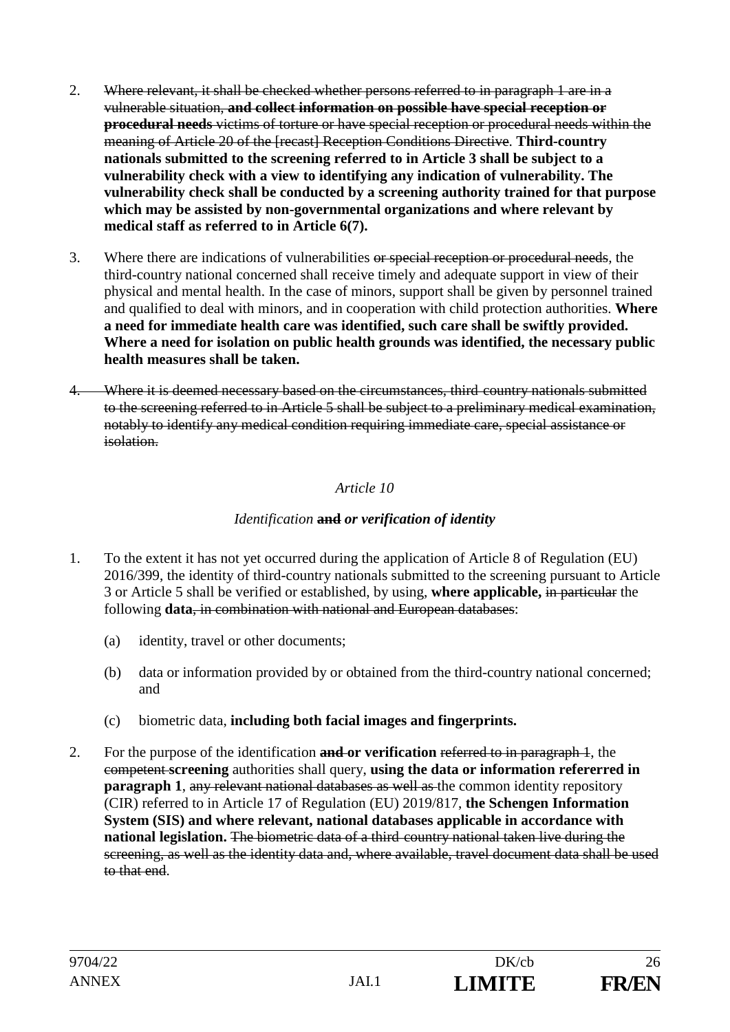2. ~~Where relevant, it shall be checked whether persons referred to in paragraph 1 are in a vulnerable situation,~~ **~~and collect information on possible have special reception or procedural needs~~** ~~victims of torture or have special reception or procedural needs within the meaning of Article 20 of the [recast] Reception Conditions Directive~~. **Third-country nationals submitted to the screening referred to in Article 3 shall be subject to a vulnerability check with a view to identifying any indication of vulnerability. The vulnerability check shall be conducted by a screening authority trained for that purpose which may be assisted by non-governmental organizations and where relevant by medical staff as referred to in Article 6(7).**

3. Where there are indications of vulnerabilities ~~or special reception or procedural needs~~, the third-country national concerned shall receive timely and adequate support in view of their physical and mental health. In the case of minors, support shall be given by personnel trained and qualified to deal with minors, and in cooperation with child protection authorities. **Where a need for immediate health care was identified, such care shall be swiftly provided. Where a need for isolation on public health grounds was identified, the necessary public health measures shall be taken.**

~~4. Where it is deemed necessary based on the circumstances, third-country nationals submitted to the screening referred to in Article 5 shall be subject to a preliminary medical examination, notably to identify any medical condition requiring immediate care, special assistance or isolation.~~

*Article 10*

*Identification* **~~and~~** ***or verification of identity***

1. To the extent it has not yet occurred during the application of Article 8 of Regulation (EU) 2016/399, the identity of third-country nationals submitted to the screening pursuant to Article 3 or Article 5 shall be verified or established, by using, **where applicable,** ~~in particular~~ the following **data**~~, in combination with national and European databases~~:

   (a) identity, travel or other documents;

   (b) data or information provided by or obtained from the third-country national concerned; and

   (c) biometric data, **including both facial images and fingerprints.**

2. For the purpose of the identification **~~and~~ or verification** ~~referred to in paragraph 1~~, the ~~competent~~ **screening** authorities shall query, **using the data or information refererred in paragraph 1**, ~~any relevant national databases as well as~~ the common identity repository (CIR) referred to in Article 17 of Regulation (EU) 2019/817, **the Schengen Information System (SIS) and where relevant, national databases applicable in accordance with national legislation.** ~~The biometric data of a third-country national taken live during the screening, as well as the identity data and, where available, travel document data shall be used to that end~~.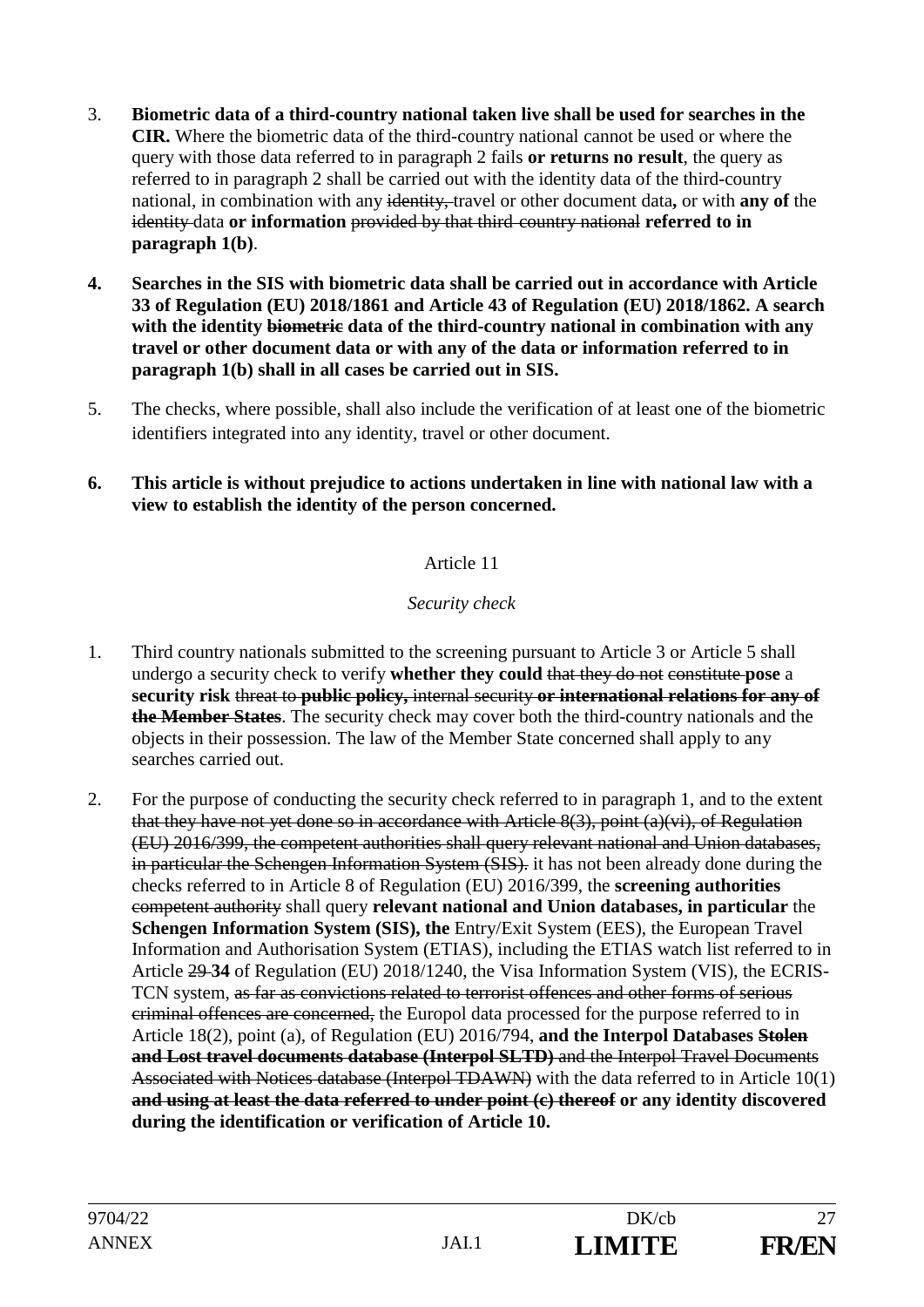3. **Biometric data of a third-country national taken live shall be used for searches in the CIR.** Where the biometric data of the third-country national cannot be used or where the query with those data referred to in paragraph 2 fails **or returns no result**, the query as referred to in paragraph 2 shall be carried out with the identity data of the third-country national, in combination with any ~~identity,~~ travel or other document data**,** or with **any of** the ~~identity~~ data **or information** ~~provided by that third-country national~~ **referred to in paragraph 1(b)**.

4. **Searches in the SIS with biometric data shall be carried out in accordance with Article 33 of Regulation (EU) 2018/1861 and Article 43 of Regulation (EU) 2018/1862. A search with the identity ~~biometric~~ data of the third-country national in combination with any travel or other document data or with any of the data or information referred to in paragraph 1(b) shall in all cases be carried out in SIS.**

5. The checks, where possible, shall also include the verification of at least one of the biometric identifiers integrated into any identity, travel or other document.

6. **This article is without prejudice to actions undertaken in line with national law with a view to establish the identity of the person concerned.**

Article 11

*Security check*

1. Third country nationals submitted to the screening pursuant to Article 3 or Article 5 shall undergo a security check to verify **whether they could** ~~that they do not~~ ~~constitute~~ **pose** a **security risk** ~~threat to~~ **public policy,** internal security **or international relations for any of the Member States**. The security check may cover both the third-country nationals and the objects in their possession. The law of the Member State concerned shall apply to any searches carried out.

2. For the purpose of conducting the security check referred to in paragraph 1, and to the extent ~~that they have not yet done so in accordance with Article 8(3), point (a)(vi), of Regulation (EU) 2016/399, the competent authorities shall query relevant national and Union databases, in particular the Schengen Information System (SIS).~~ it has not been already done during the checks referred to in Article 8 of Regulation (EU) 2016/399, the **screening authorities** ~~competent authority~~ shall query **relevant national and Union databases, in particular** the **Schengen Information System (SIS), the** Entry/Exit System (EES), the European Travel Information and Authorisation System (ETIAS), including the ETIAS watch list referred to in Article ~~29~~ **34** of Regulation (EU) 2018/1240, the Visa Information System (VIS), the ECRIS-TCN system, ~~as far as convictions related to terrorist offences and other forms of serious criminal offences are concerned,~~ the Europol data processed for the purpose referred to in Article 18(2), point (a), of Regulation (EU) 2016/794, **and the Interpol Databases ~~Stolen and Lost travel documents database (Interpol SLTD)~~** ~~and the Interpol Travel Documents Associated with Notices database (Interpol TDAWN)~~ with the data referred to in Article 10(1) **~~and using at least the data referred to under point (c) thereof~~ or any identity discovered during the identification or verification of Article 10.**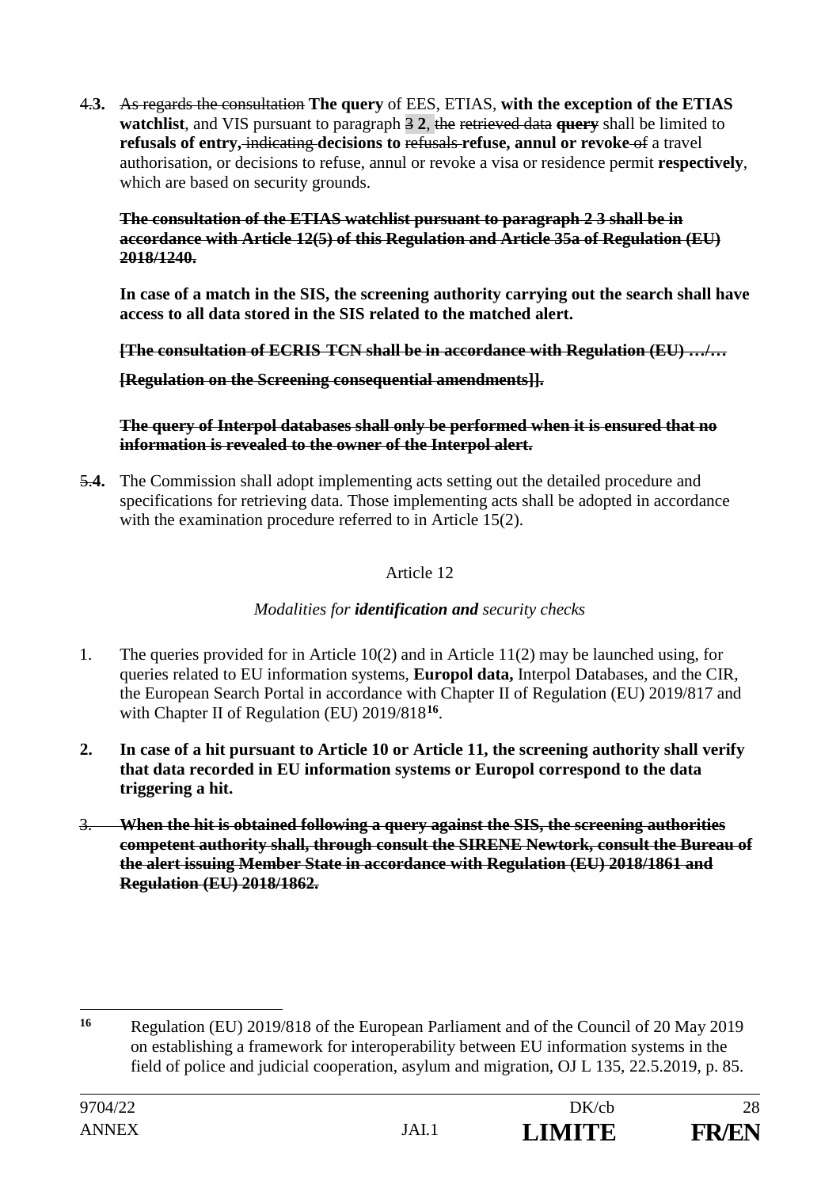~~4.~~**3.** ~~As regards the consultation~~ **The query** of EES, ETIAS, **with the exception of the ETIAS watchlist**, and VIS pursuant to paragraph ~~3~~ **2**, ~~the retrieved data~~ ~~**query**~~ shall be limited to **refusals of entry,** ~~indicating~~ **decisions to** ~~refusals~~ **refuse, annul or revoke** ~~of~~ a travel authorisation, or decisions to refuse, annul or revoke a visa or residence permit **respectively**, which are based on security grounds.

~~**The consultation of the ETIAS watchlist pursuant to paragraph 2 3 shall be in accordance with Article 12(5) of this Regulation and Article 35a of Regulation (EU) 2018/1240.**~~

**In case of a match in the SIS, the screening authority carrying out the search shall have access to all data stored in the SIS related to the matched alert.**

~~**[The consultation of ECRIS-TCN shall be in accordance with Regulation (EU) …/…**~~

~~**[Regulation on the Screening consequential amendments]].**~~

~~**The query of Interpol databases shall only be performed when it is ensured that no information is revealed to the owner of the Interpol alert.**~~

~~5.~~**4.** The Commission shall adopt implementing acts setting out the detailed procedure and specifications for retrieving data. Those implementing acts shall be adopted in accordance with the examination procedure referred to in Article 15(2).

Article 12

*Modalities for **identification and** security checks*

1. The queries provided for in Article 10(2) and in Article 11(2) may be launched using, for queries related to EU information systems, **Europol data,** Interpol Databases, and the CIR, the European Search Portal in accordance with Chapter II of Regulation (EU) 2019/817 and with Chapter II of Regulation (EU) 2019/818[16].

**2. In case of a hit pursuant to Article 10 or Article 11, the screening authority shall verify that data recorded in EU information systems or Europol correspond to the data triggering a hit.**

~~3. **When the hit is obtained following a query against the SIS, the screening authorities competent authority shall, through consult the SIRENE Newtork, consult the Bureau of the alert issuing Member State in accordance with Regulation (EU) 2018/1861 and Regulation (EU) 2018/1862.**~~

---

[16] Regulation (EU) 2019/818 of the European Parliament and of the Council of 20 May 2019 on establishing a framework for interoperability between EU information systems in the field of police and judicial cooperation, asylum and migration, OJ L 135, 22.5.2019, p. 85.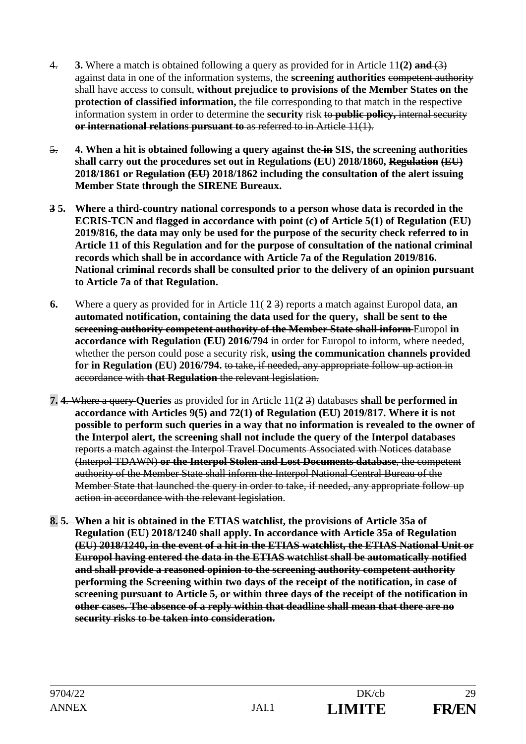~~4.~~ **3.** Where a match is obtained following a query as provided for in Article 11**(2)** ~~**and**~~ ~~(3)~~ against data in one of the information systems, the **screening authorities** ~~competent authority~~ shall have access to consult, **without prejudice to provisions of the Member States on the protection of classified information,** the file corresponding to that match in the respective information system in order to determine the **security** risk ~~to~~ ~~**public policy,**~~ ~~internal security~~ ~~**or international relations pursuant to**~~ ~~as referred to in Article 11(1).~~

~~5.~~ **4. When a hit is obtained following a query against the** ~~**in**~~ **SIS, the screening authorities shall carry out the procedures set out in Regulations (EU) 2018/1860,** ~~**Regulation (EU)**~~ **2018/1861 or** ~~**Regulation (EU)**~~ **2018/1862 including the consultation of the alert issuing Member State through the SIRENE Bureaux.**

~~**3**~~ **5. Where a third-country national corresponds to a person whose data is recorded in the ECRIS-TCN and flagged in accordance with point (c) of Article 5(1) of Regulation (EU) 2019/816, the data may only be used for the purpose of the security check referred to in Article 11 of this Regulation and for the purpose of consultation of the national criminal records which shall be in accordance with Article 7a of the Regulation 2019/816. National criminal records shall be consulted prior to the delivery of an opinion pursuant to Article 7a of that Regulation.**

**6.** Where a query as provided for in Article 11( **2** ~~3~~) reports a match against Europol data, **an automated notification, containing the data used for the query, shall be sent to** ~~**the screening authority competent authority of the Member State shall inform**~~ Europol **in accordance with Regulation (EU) 2016/794** in order for Europol to inform, where needed, whether the person could pose a security risk, **using the communication channels provided for in Regulation (EU) 2016/794.** ~~to take, if needed, any appropriate follow-up action in accordance with~~ ~~**that Regulation**~~ ~~the relevant legislation.~~

**7.** ~~**4**~~. ~~Where a query~~ **Queries** as provided for in Article 11(**2** ~~3~~) databases **shall be performed in accordance with Articles 9(5) and 72(1) of Regulation (EU) 2019/817. Where it is not possible to perform such queries in a way that no information is revealed to the owner of the Interpol alert, the screening shall not include the query of the Interpol databases** ~~reports a match against the Interpol Travel Documents Associated with Notices database (Interpol TDAWN)~~ ~~**or the Interpol Stolen and Lost Documents database**~~~~, the competent authority of the Member State shall inform the Interpol National Central Bureau of the Member State that launched the query in order to take, if needed, any appropriate follow-up action in accordance with the relevant legislation~~.

**8.** ~~**5.**~~ **When a hit is obtained in the ETIAS watchlist, the provisions of Article 35a of Regulation (EU) 2018/1240 shall apply.** ~~**In accordance with Article 35a of Regulation (EU) 2018/1240, in the event of a hit in the ETIAS watchlist, the ETIAS National Unit or Europol having entered the data in the ETIAS watchlist shall be automatically notified and shall provide a reasoned opinion to the screening authority competent authority performing the Screening within two days of the receipt of the notification, in case of screening pursuant to Article 5, or within three days of the receipt of the notification in other cases. The absence of a reply within that deadline shall mean that there are no security risks to be taken into consideration.**~~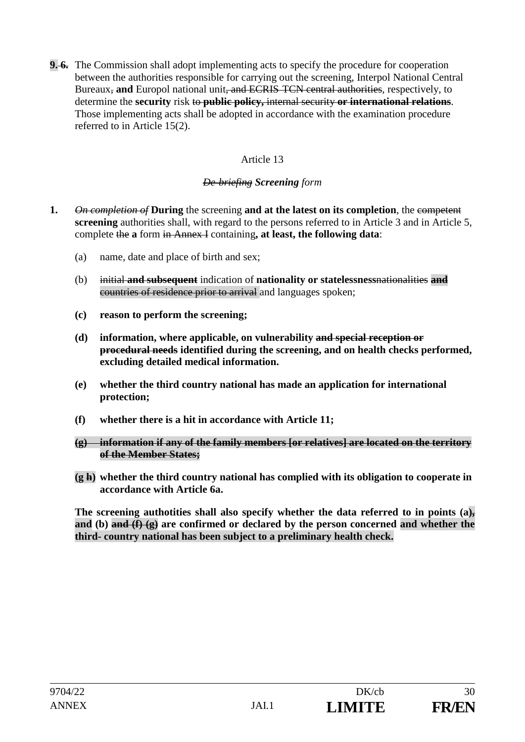**9.** ~~**6.**~~ The Commission shall adopt implementing acts to specify the procedure for cooperation between the authorities responsible for carrying out the screening, Interpol National Central Bureaux~~,~~ **and** Europol national unit~~, and ECRIS-TCN central authorities~~, respectively, to determine the **security** risk ~~to~~ ~~**public policy,**~~ ~~internal security~~ ~~**or international relations**~~. Those implementing acts shall be adopted in accordance with the examination procedure referred to in Article 15(2).

Article 13

~~*De-briefing*~~ ***Screening*** *form*

**1.** ~~*On completion of*~~ **During** the screening **and at the latest on its completion**, the ~~competent~~ **screening** authorities shall, with regard to the persons referred to in Article 3 and in Article 5, complete ~~the~~ **a** form ~~in Annex I~~ containing**, at least, the following data**:

(a) name, date and place of birth and sex;

(b) ~~initial~~ ~~**and subsequent**~~ indication of **nationality or statelessness**~~nationalities~~ ~~**and**~~ ~~countries of residence prior to arrival~~ and languages spoken;

**(c) reason to perform the screening;**

**(d) information, where applicable, on vulnerability** ~~**and special reception or procedural needs**~~ **identified during the screening, and on health checks performed, excluding detailed medical information.**

**(e) whether the third country national has made an application for international protection;**

**(f) whether there is a hit in accordance with Article 11;**

~~**(g) information if any of the family members [or relatives] are located on the territory of the Member States;**~~

**(g** ~~**h**~~**) whether the third country national has complied with its obligation to cooperate in accordance with Article 6a.**

**The screening authotities shall also specify whether the data referred to in points (a)**~~,~~ **and (b)** ~~**and (f) (g)**~~ **are confirmed or declared by the person concerned and whether the third- country national has been subject to a preliminary health check.**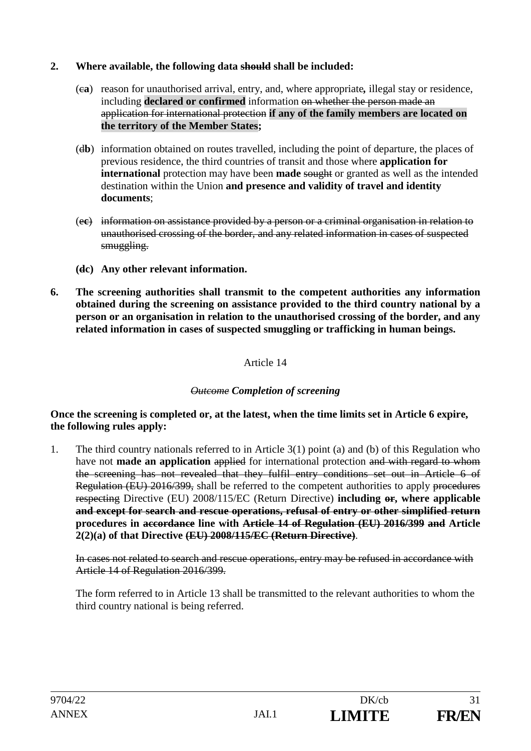**2. Where available, the following data ~~should~~ shall be included:**

(~~c~~**a**) reason for unauthorised arrival, entry, and, where appropriate**,** illegal stay or residence, including **declared or confirmed** information ~~on whether the person made an application for international protection~~ **if any of the family members are located on the territory of the Member States;**

(~~d~~**b**) information obtained on routes travelled, including the point of departure, the places of previous residence, the third countries of transit and those where **application for international** protection may have been **made** ~~sought~~ or granted as well as the intended destination within the Union **and presence and validity of travel and identity documents**;

~~(e**c**) information on assistance provided by a person or a criminal organisation in relation to unauthorised crossing of the border, and any related information in cases of suspected smuggling.~~

**(~~d~~c) Any other relevant information.**

**6. The screening authorities shall transmit to the competent authorities any information obtained during the screening on assistance provided to the third country national by a person or an organisation in relation to the unauthorised crossing of the border, and any related information in cases of suspected smuggling or trafficking in human beings.**

Article 14

***~~Outcome~~ Completion of screening***

**Once the screening is completed or, at the latest, when the time limits set in Article 6 expire, the following rules apply:**

1. The third country nationals referred to in Article 3(1) point (a) and (b) of this Regulation who have not **made an application** ~~applied~~ for international protection ~~and with regard to whom the screening has not revealed that they fulfil entry conditions set out in Article 6 of Regulation (EU) 2016/399,~~ shall be referred to the competent authorities to apply ~~procedures respecting~~ Directive (EU) 2008/115/EC (Return Directive) **including ~~or~~, where applicable and except for search and rescue operations, refusal of entry or other simplified return procedures in ~~accordance~~ line with ~~Article 14 of Regulation (EU) 2016/399 and~~ Article 2(2)(a) of that Directive ~~(EU) 2008/115/EC (Return Directive)~~**.

   ~~In cases not related to search and rescue operations, entry may be refused in accordance with Article 14 of Regulation 2016/399.~~

   The form referred to in Article 13 shall be transmitted to the relevant authorities to whom the third country national is being referred.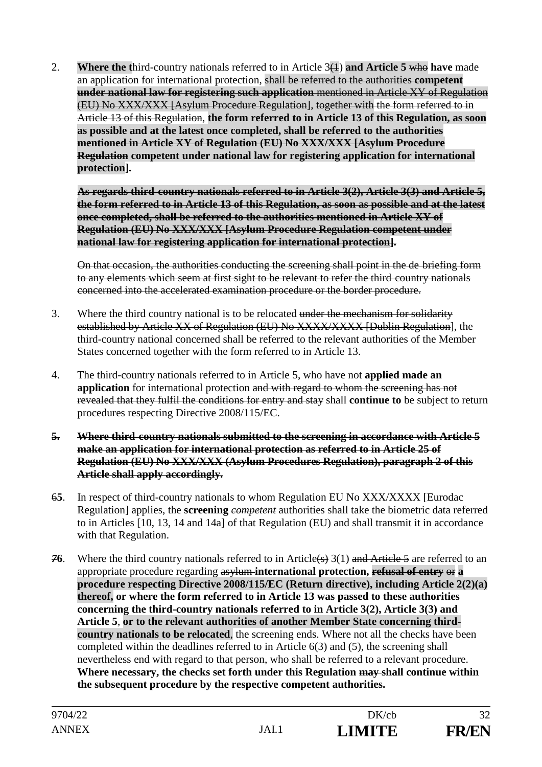2. **Where the t**hird-country nationals referred to in Article 3~~(1)~~ **and Article 5** ~~who~~ **have** made an application for international protection, ~~shall be referred to the authorities~~ ~~**competent under national law for registering such application**~~ ~~mentioned in Article XY of Regulation (EU) No XXX/XXX [Asylum Procedure Regulation]~~, ~~together with the form referred to in Article 13 of this Regulation~~, **the form referred to in Article 13 of this Regulation, as soon as possible and at the latest once completed, shall be referred to the authorities** ~~**mentioned in Article XY of Regulation (EU) No XXX/XXX [Asylum Procedure Regulation**~~ **competent under national law for registering application for international protection].**

   ~~**As regards third-country nationals referred to in Article 3(2), Article 3(3) and Article 5, the form referred to in Article 13 of this Regulation, as soon as possible and at the latest once completed, shall be referred to the authorities mentioned in Article XY of Regulation (EU) No XXX/XXX [Asylum Procedure Regulation competent under national law for registering application for international protection].**~~

   ~~On that occasion, the authorities conducting the screening shall point in the de-briefing form to any elements which seem at first sight to be relevant to refer the third-country nationals concerned into the accelerated examination procedure or the border procedure.~~

3. Where the third country national is to be relocated ~~under the mechanism for solidarity established by Article XX of Regulation (EU) No XXXX/XXXX [Dublin Regulation]~~, the third-country national concerned shall be referred to the relevant authorities of the Member States concerned together with the form referred to in Article 13.

4. The third-country nationals referred to in Article 5, who have not ~~**applied**~~ **made an application** for international protection ~~and with regard to whom the screening has not revealed that they fulfil the conditions for entry and stay~~ shall **continue to** be subject to return procedures respecting Directive 2008/115/EC.

~~**5. Where third-country nationals submitted to the screening in accordance with Article 5 make an application for international protection as referred to in Article 25 of Regulation (EU) No XXX/XXX (Asylum Procedures Regulation), paragraph 2 of this Article shall apply accordingly.**~~

~~6~~**5**. In respect of third-country nationals to whom Regulation EU No XXX/XXXX [Eurodac Regulation] applies, the **screening** ~~*competent*~~ authorities shall take the biometric data referred to in Articles [10, 13, 14 and 14a] of that Regulation (EU) and shall transmit it in accordance with that Regulation.

~~7~~**6**. Where the third country nationals referred to in Article~~(s)~~ 3(1) ~~and Article 5~~ are referred to an appropriate procedure regarding ~~asylum~~ **international protection,** ~~**refusal of entry**~~ ~~or~~ **a procedure respecting Directive 2008/115/EC (Return directive), including Article 2(2)(a) thereof, or where the form referred to in Article 13 was passed to these authorities concerning the third-country nationals referred to in Article 3(2), Article 3(3) and Article 5**, **or to the relevant authorities of another Member State concerning third-country nationals to be relocated**, the screening ends. Where not all the checks have been completed within the deadlines referred to in Article 6(3) and (5), the screening shall nevertheless end with regard to that person, who shall be referred to a relevant procedure. **Where necessary, the checks set forth under this Regulation** ~~**may**~~ **shall continue within the subsequent procedure by the respective competent authorities.**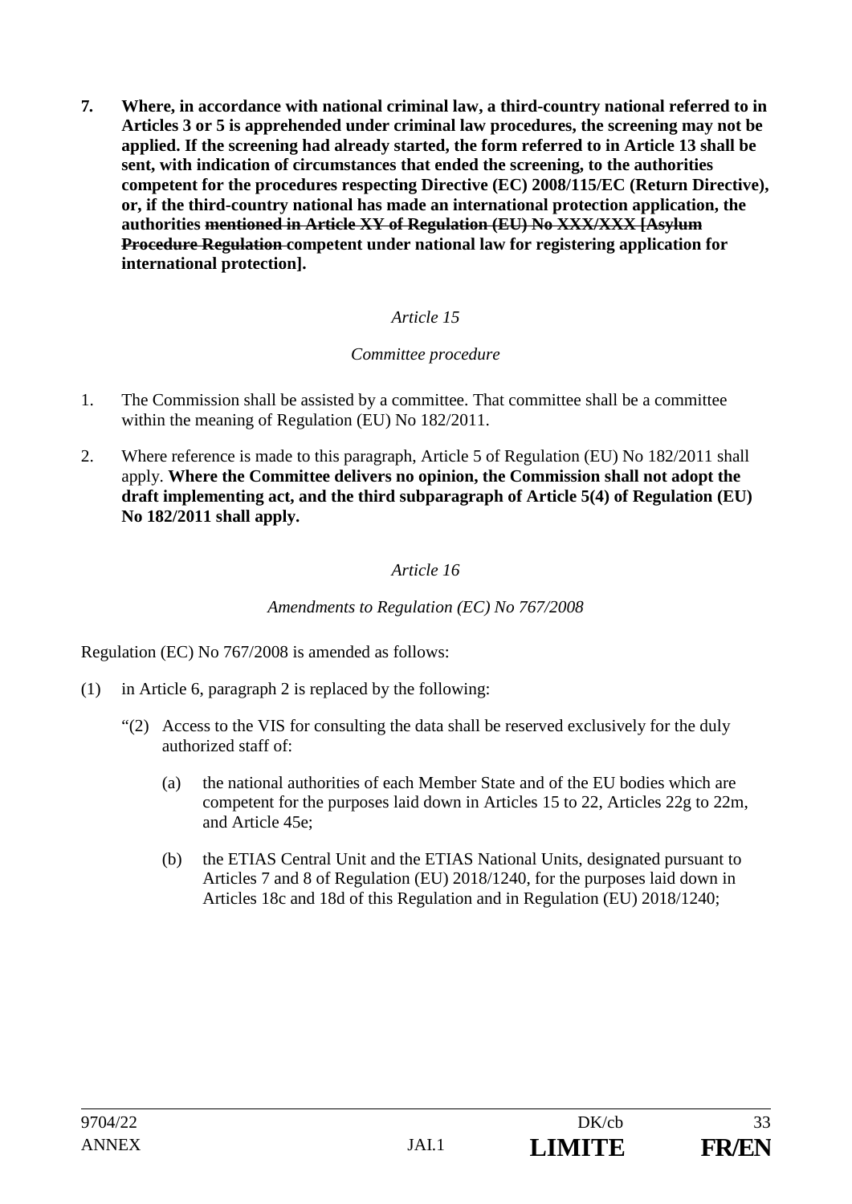**7. Where, in accordance with national criminal law, a third-country national referred to in Articles 3 or 5 is apprehended under criminal law procedures, the screening may not be applied. If the screening had already started, the form referred to in Article 13 shall be sent, with indication of circumstances that ended the screening, to the authorities competent for the procedures respecting Directive (EC) 2008/115/EC (Return Directive), or, if the third-country national has made an international protection application, the authorities ~~mentioned in Article XY of Regulation (EU) No XXX/XXX [Asylum Procedure Regulation~~ competent under national law for registering application for international protection].**

*Article 15*

*Committee procedure*

1. The Commission shall be assisted by a committee. That committee shall be a committee within the meaning of Regulation (EU) No 182/2011.

2. Where reference is made to this paragraph, Article 5 of Regulation (EU) No 182/2011 shall apply. **Where the Committee delivers no opinion, the Commission shall not adopt the draft implementing act, and the third subparagraph of Article 5(4) of Regulation (EU) No 182/2011 shall apply.**

*Article 16*

*Amendments to Regulation (EC) No 767/2008*

Regulation (EC) No 767/2008 is amended as follows:

(1) in Article 6, paragraph 2 is replaced by the following:

"(2) Access to the VIS for consulting the data shall be reserved exclusively for the duly authorized staff of:

(a) the national authorities of each Member State and of the EU bodies which are competent for the purposes laid down in Articles 15 to 22, Articles 22g to 22m, and Article 45e;

(b) the ETIAS Central Unit and the ETIAS National Units, designated pursuant to Articles 7 and 8 of Regulation (EU) 2018/1240, for the purposes laid down in Articles 18c and 18d of this Regulation and in Regulation (EU) 2018/1240;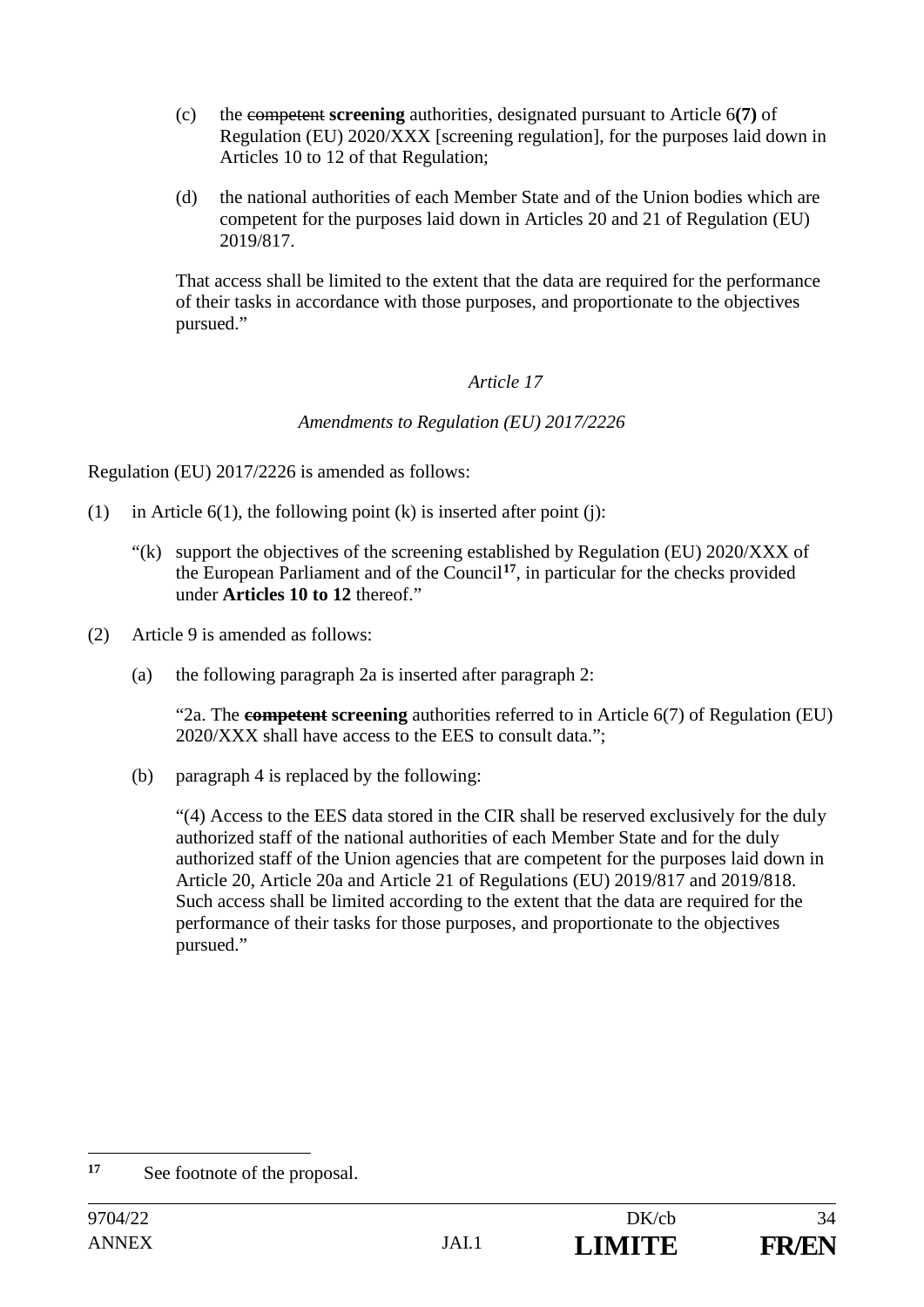(c) the ~~competent~~ **screening** authorities, designated pursuant to Article 6**(7)** of Regulation (EU) 2020/XXX [screening regulation], for the purposes laid down in Articles 10 to 12 of that Regulation;

(d) the national authorities of each Member State and of the Union bodies which are competent for the purposes laid down in Articles 20 and 21 of Regulation (EU) 2019/817.

That access shall be limited to the extent that the data are required for the performance of their tasks in accordance with those purposes, and proportionate to the objectives pursued."

*Article 17*

*Amendments to Regulation (EU) 2017/2226*

Regulation (EU) 2017/2226 is amended as follows:

(1) in Article 6(1), the following point (k) is inserted after point (j):

"(k) support the objectives of the screening established by Regulation (EU) 2020/XXX of the European Parliament and of the Council[17], in particular for the checks provided under **Articles 10 to 12** thereof."

(2) Article 9 is amended as follows:

(a) the following paragraph 2a is inserted after paragraph 2:

"2a. The ~~**competent**~~ **screening** authorities referred to in Article 6(7) of Regulation (EU) 2020/XXX shall have access to the EES to consult data.";

(b) paragraph 4 is replaced by the following:

"(4) Access to the EES data stored in the CIR shall be reserved exclusively for the duly authorized staff of the national authorities of each Member State and for the duly authorized staff of the Union agencies that are competent for the purposes laid down in Article 20, Article 20a and Article 21 of Regulations (EU) 2019/817 and 2019/818. Such access shall be limited according to the extent that the data are required for the performance of their tasks for those purposes, and proportionate to the objectives pursued."

---

[17] See footnote of the proposal.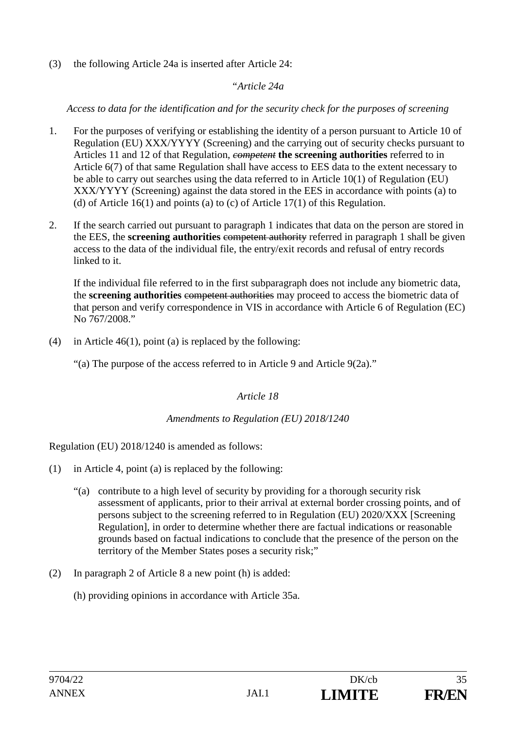(3) the following Article 24a is inserted after Article 24:

"*Article 24a*

*Access to data for the identification and for the security check for the purposes of screening*

1. For the purposes of verifying or establishing the identity of a person pursuant to Article 10 of Regulation (EU) XXX/YYYY (Screening) and the carrying out of security checks pursuant to Articles 11 and 12 of that Regulation, ~~*competent*~~ **the screening authorities** referred to in Article 6(7) of that same Regulation shall have access to EES data to the extent necessary to be able to carry out searches using the data referred to in Article 10(1) of Regulation (EU) XXX/YYYY (Screening) against the data stored in the EES in accordance with points (a) to (d) of Article 16(1) and points (a) to (c) of Article 17(1) of this Regulation.

2. If the search carried out pursuant to paragraph 1 indicates that data on the person are stored in the EES, the **screening authorities** ~~competent authority~~ referred in paragraph 1 shall be given access to the data of the individual file, the entry/exit records and refusal of entry records linked to it.

   If the individual file referred to in the first subparagraph does not include any biometric data, the **screening authorities** ~~competent authorities~~ may proceed to access the biometric data of that person and verify correspondence in VIS in accordance with Article 6 of Regulation (EC) No 767/2008."

(4) in Article 46(1), point (a) is replaced by the following:

   "(a) The purpose of the access referred to in Article 9 and Article 9(2a)."

*Article 18*

*Amendments to Regulation (EU) 2018/1240*

Regulation (EU) 2018/1240 is amended as follows:

(1) in Article 4, point (a) is replaced by the following:

   "(a) contribute to a high level of security by providing for a thorough security risk assessment of applicants, prior to their arrival at external border crossing points, and of persons subject to the screening referred to in Regulation (EU) 2020/XXX [Screening Regulation], in order to determine whether there are factual indications or reasonable grounds based on factual indications to conclude that the presence of the person on the territory of the Member States poses a security risk;"

(2) In paragraph 2 of Article 8 a new point (h) is added:

   (h) providing opinions in accordance with Article 35a.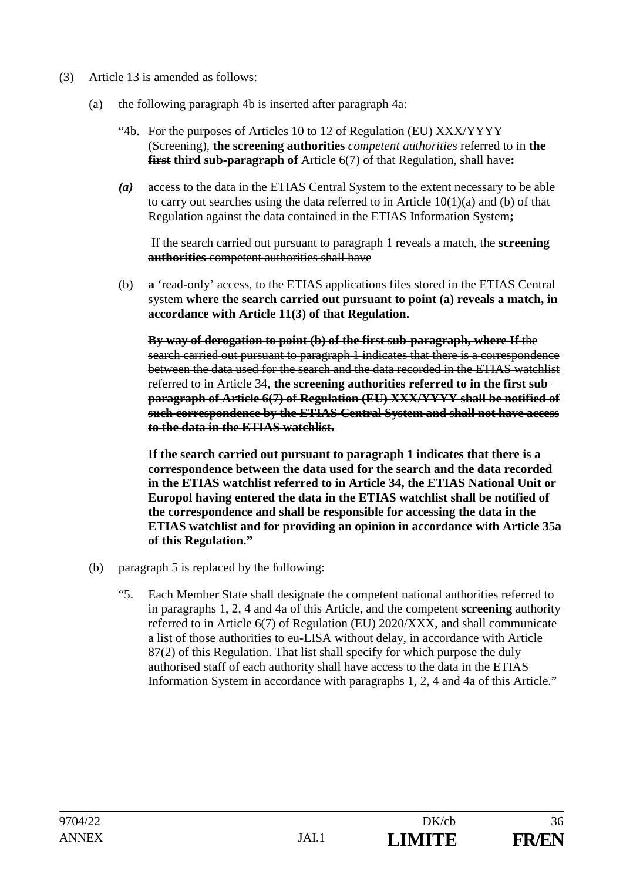(3) Article 13 is amended as follows:

(a) the following paragraph 4b is inserted after paragraph 4a:

"4b. For the purposes of Articles 10 to 12 of Regulation (EU) XXX/YYYY (Screening), **the screening authorities** ~~*competent authorities*~~ referred to in **the** ~~**first**~~ **third sub-paragraph of** Article 6(7) of that Regulation, shall have**:**

***(a)*** access to the data in the ETIAS Central System to the extent necessary to be able to carry out searches using the data referred to in Article 10(1)(a) and (b) of that Regulation against the data contained in the ETIAS Information System**;**

~~If the search carried out pursuant to paragraph 1 reveals a match, the~~ ~~**screening authorities**~~ ~~competent authorities shall have~~

(b) **a** 'read-only' access, to the ETIAS applications files stored in the ETIAS Central system **where the search carried out pursuant to point (a) reveals a match, in accordance with Article 11(3) of that Regulation.**

~~**By way of derogation to point (b) of the first sub-paragraph, where If**~~ ~~the search carried out pursuant to paragraph 1 indicates that there is a correspondence between the data used for the search and the data recorded in the ETIAS watchlist referred to in Article 34,~~ ~~**the screening authorities referred to in the first sub-paragraph of Article 6(7) of Regulation (EU) XXX/YYYY shall be notified of such correspondence by the ETIAS Central System and shall not have access to the data in the ETIAS watchlist.**~~

**If the search carried out pursuant to paragraph 1 indicates that there is a correspondence between the data used for the search and the data recorded in the ETIAS watchlist referred to in Article 34, the ETIAS National Unit or Europol having entered the data in the ETIAS watchlist shall be notified of the correspondence and shall be responsible for accessing the data in the ETIAS watchlist and for providing an opinion in accordance with Article 35a of this Regulation."**

(b) paragraph 5 is replaced by the following:

"5. Each Member State shall designate the competent national authorities referred to in paragraphs 1, 2, 4 and 4a of this Article, and the ~~competent~~ **screening** authority referred to in Article 6(7) of Regulation (EU) 2020/XXX, and shall communicate a list of those authorities to eu-LISA without delay, in accordance with Article 87(2) of this Regulation. That list shall specify for which purpose the duly authorised staff of each authority shall have access to the data in the ETIAS Information System in accordance with paragraphs 1, 2, 4 and 4a of this Article."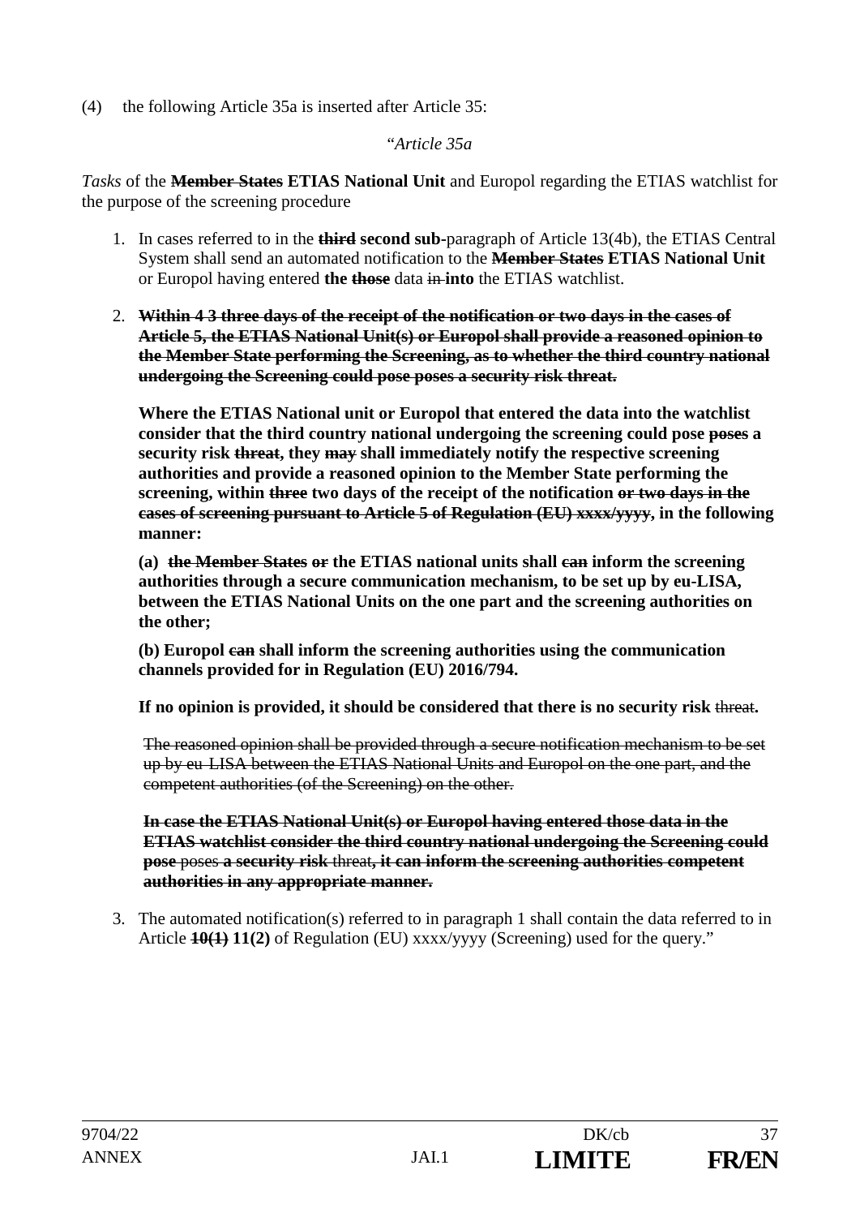(4) the following Article 35a is inserted after Article 35:

"*Article 35a*

*Tasks* of the ~~**Member States**~~ **ETIAS National Unit** and Europol regarding the ETIAS watchlist for the purpose of the screening procedure

1. In cases referred to in the ~~**third**~~ **second sub-**paragraph of Article 13(4b), the ETIAS Central System shall send an automated notification to the ~~**Member States**~~ **ETIAS National Unit** or Europol having entered **the** ~~**those**~~ data ~~in~~ **into** the ETIAS watchlist.

2. ~~**Within 4 3 three days of the receipt of the notification or two days in the cases of Article 5, the ETIAS National Unit(s) or Europol shall provide a reasoned opinion to the Member State performing the Screening, as to whether the third country national undergoing the Screening could pose poses a security risk threat.**~~

   **Where the ETIAS National unit or Europol that entered the data into the watchlist consider that the third country national undergoing the screening could pose** ~~**poses**~~ **a security risk** ~~**threat**~~**, they** ~~**may**~~ **shall immediately notify the respective screening authorities and provide a reasoned opinion to the Member State performing the screening, within** ~~**three**~~ **two days of the receipt of the notification** ~~**or two days in the cases of screening pursuant to Article 5 of Regulation (EU) xxxx/yyyy**~~**, in the following manner:**

   **(a)** ~~**the Member States or**~~ **the ETIAS national units shall** ~~**can**~~ **inform the screening authorities through a secure communication mechanism, to be set up by eu-LISA, between the ETIAS National Units on the one part and the screening authorities on the other;**

   **(b) Europol** ~~**can**~~ **shall inform the screening authorities using the communication channels provided for in Regulation (EU) 2016/794.**

   **If no opinion is provided, it should be considered that there is no security risk** ~~threat~~**.**

   ~~The reasoned opinion shall be provided through a secure notification mechanism to be set up by eu-LISA between the ETIAS National Units and Europol on the one part, and the competent authorities (of the Screening) on the other.~~

   ~~**In case the ETIAS National Unit(s) or Europol having entered those data in the ETIAS watchlist consider the third country national undergoing the Screening could pose**~~ ~~poses~~ ~~**a security risk**~~ ~~threat~~~~**, it can inform the screening authorities competent authorities in any appropriate manner.**~~

3. The automated notification(s) referred to in paragraph 1 shall contain the data referred to in Article ~~**10(1)**~~ **11(2)** of Regulation (EU) xxxx/yyyy (Screening) used for the query."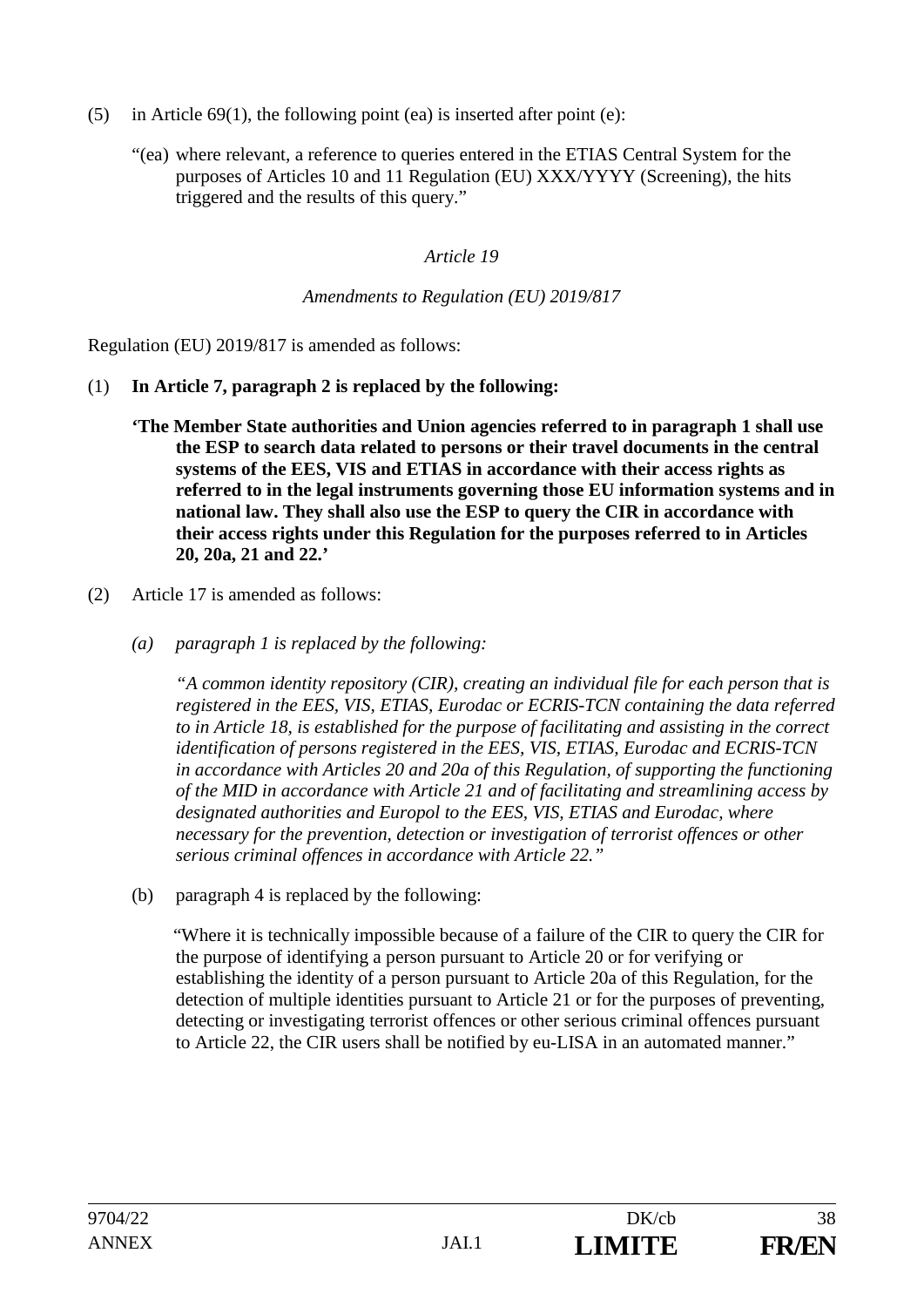(5) in Article 69(1), the following point (ea) is inserted after point (e):

"(ea) where relevant, a reference to queries entered in the ETIAS Central System for the purposes of Articles 10 and 11 Regulation (EU) XXX/YYYY (Screening), the hits triggered and the results of this query."

*Article 19*

*Amendments to Regulation (EU) 2019/817*

Regulation (EU) 2019/817 is amended as follows:

(1) **In Article 7, paragraph 2 is replaced by the following:**

**'The Member State authorities and Union agencies referred to in paragraph 1 shall use the ESP to search data related to persons or their travel documents in the central systems of the EES, VIS and ETIAS in accordance with their access rights as referred to in the legal instruments governing those EU information systems and in national law. They shall also use the ESP to query the CIR in accordance with their access rights under this Regulation for the purposes referred to in Articles 20, 20a, 21 and 22.'**

(2) Article 17 is amended as follows:

*(a) paragraph 1 is replaced by the following:*

*"A common identity repository (CIR), creating an individual file for each person that is registered in the EES, VIS, ETIAS, Eurodac or ECRIS-TCN containing the data referred to in Article 18, is established for the purpose of facilitating and assisting in the correct identification of persons registered in the EES, VIS, ETIAS, Eurodac and ECRIS-TCN in accordance with Articles 20 and 20a of this Regulation, of supporting the functioning of the MID in accordance with Article 21 and of facilitating and streamlining access by designated authorities and Europol to the EES, VIS, ETIAS and Eurodac, where necessary for the prevention, detection or investigation of terrorist offences or other serious criminal offences in accordance with Article 22."*

(b) paragraph 4 is replaced by the following:

"Where it is technically impossible because of a failure of the CIR to query the CIR for the purpose of identifying a person pursuant to Article 20 or for verifying or establishing the identity of a person pursuant to Article 20a of this Regulation, for the detection of multiple identities pursuant to Article 21 or for the purposes of preventing, detecting or investigating terrorist offences or other serious criminal offences pursuant to Article 22, the CIR users shall be notified by eu-LISA in an automated manner."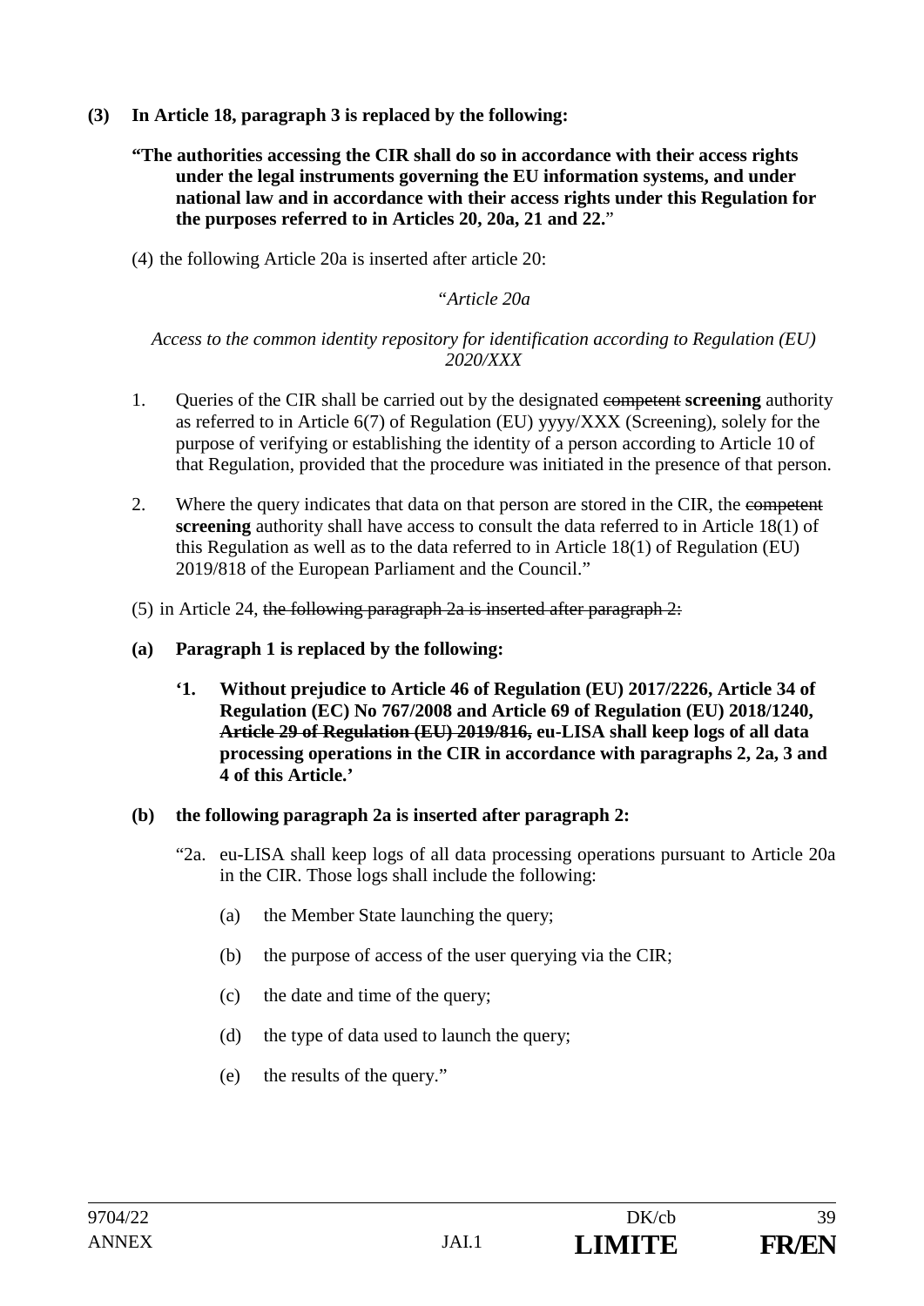**(3) In Article 18, paragraph 3 is replaced by the following:**

**"The authorities accessing the CIR shall do so in accordance with their access rights under the legal instruments governing the EU information systems, and under national law and in accordance with their access rights under this Regulation for the purposes referred to in Articles 20, 20a, 21 and 22.**"

(4) the following Article 20a is inserted after article 20:

"*Article 20a*

*Access to the common identity repository for identification according to Regulation (EU) 2020/XXX*

1. Queries of the CIR shall be carried out by the designated ~~competent~~ **screening** authority as referred to in Article 6(7) of Regulation (EU) yyyy/XXX (Screening), solely for the purpose of verifying or establishing the identity of a person according to Article 10 of that Regulation, provided that the procedure was initiated in the presence of that person.

2. Where the query indicates that data on that person are stored in the CIR, the ~~competent~~ **screening** authority shall have access to consult the data referred to in Article 18(1) of this Regulation as well as to the data referred to in Article 18(1) of Regulation (EU) 2019/818 of the European Parliament and the Council."

(5) in Article 24, ~~the following paragraph 2a is inserted after paragraph 2:~~

**(a) Paragraph 1 is replaced by the following:**

**'1. Without prejudice to Article 46 of Regulation (EU) 2017/2226, Article 34 of Regulation (EC) No 767/2008 and Article 69 of Regulation (EU) 2018/1240, ~~Article 29 of Regulation (EU) 2019/816,~~ eu-LISA shall keep logs of all data processing operations in the CIR in accordance with paragraphs 2, 2a, 3 and 4 of this Article.'**

**(b) the following paragraph 2a is inserted after paragraph 2:**

"2a. eu-LISA shall keep logs of all data processing operations pursuant to Article 20a in the CIR. Those logs shall include the following:

(a) the Member State launching the query;

(b) the purpose of access of the user querying via the CIR;

(c) the date and time of the query;

(d) the type of data used to launch the query;

(e) the results of the query."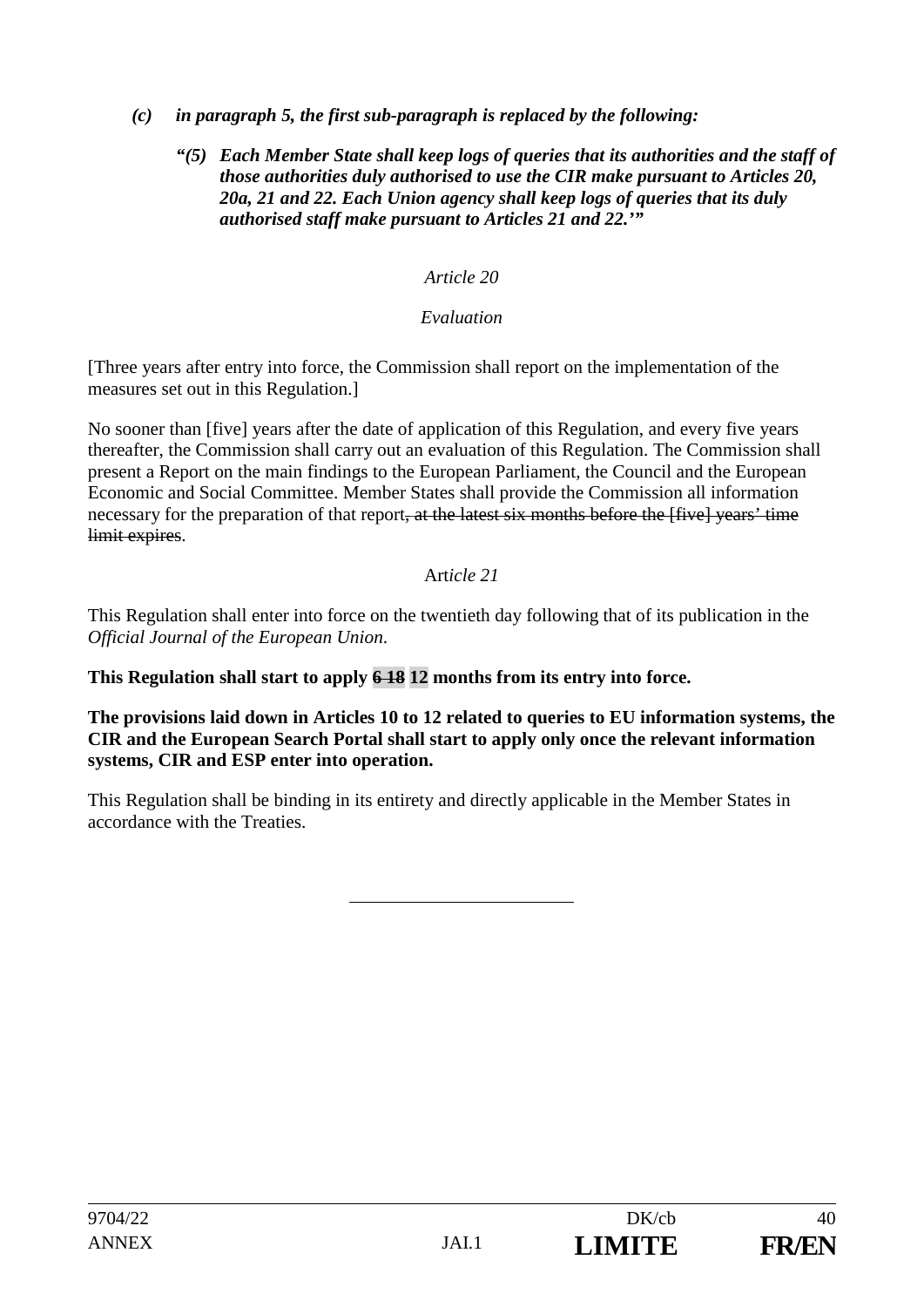*(c) in paragraph 5, the first sub-paragraph is replaced by the following:*

***"(5) Each Member State shall keep logs of queries that its authorities and the staff of those authorities duly authorised to use the CIR make pursuant to Articles 20, 20a, 21 and 22. Each Union agency shall keep logs of queries that its duly authorised staff make pursuant to Articles 21 and 22.'"***

*Article 20*

*Evaluation*

[Three years after entry into force, the Commission shall report on the implementation of the measures set out in this Regulation.]

No sooner than [five] years after the date of application of this Regulation, and every five years thereafter, the Commission shall carry out an evaluation of this Regulation. The Commission shall present a Report on the main findings to the European Parliament, the Council and the European Economic and Social Committee. Member States shall provide the Commission all information necessary for the preparation of that report~~, at the latest six months before the [five] years' time limit expires~~.

Art*icle 21*

This Regulation shall enter into force on the twentieth day following that of its publication in the *Official Journal of the European Union*.

**This Regulation shall start to apply ~~6~~ ~~18~~ 12 months from its entry into force.**

**The provisions laid down in Articles 10 to 12 related to queries to EU information systems, the CIR and the European Search Portal shall start to apply only once the relevant information systems, CIR and ESP enter into operation.**

This Regulation shall be binding in its entirety and directly applicable in the Member States in accordance with the Treaties.